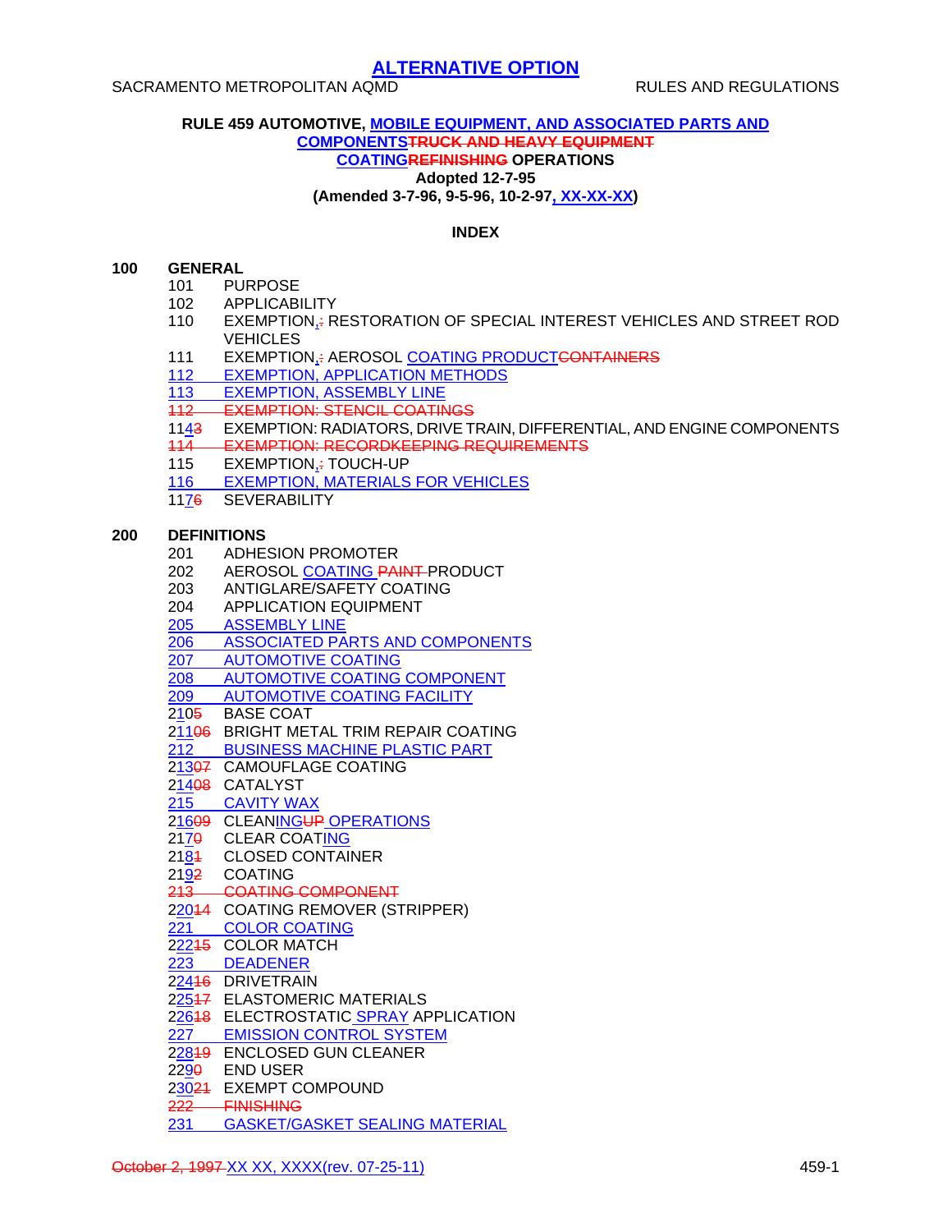# ALTERNATIVE OPTION

SACRAMENTO METROPOLITAN AQMD RULES AND REGULATIONS

**RULE 459 AUTOMOTIVE, MOBILE EQUIPMENT, AND ASSOCIATED PARTS AND COMPONENTS~~TRUCK AND HEAVY EQUIPMENT~~ COATING~~REFINISHING~~ OPERATIONS**

**Adopted 12-7-95**

**(Amended 3-7-96, 9-5-96, 10-2-97, XX-XX-XX)**

## INDEX

**100 GENERAL**

- 101 PURPOSE
- 102 APPLICABILITY
- 110 EXEMPTION,~~:~~ RESTORATION OF SPECIAL INTEREST VEHICLES AND STREET ROD VEHICLES
- 111 EXEMPTION,~~:~~ AEROSOL COATING PRODUCT~~CONTAINERS~~
- 112 EXEMPTION, APPLICATION METHODS
- 113 EXEMPTION, ASSEMBLY LINE
- ~~112 EXEMPTION: STENCIL COATINGS~~
- 114~~3~~ EXEMPTION: RADIATORS, DRIVE TRAIN, DIFFERENTIAL, AND ENGINE COMPONENTS
- ~~114 EXEMPTION: RECORDKEEPING REQUIREMENTS~~
- 115 EXEMPTION,~~:~~ TOUCH-UP
- 116 EXEMPTION, MATERIALS FOR VEHICLES
- 117~~6~~ SEVERABILITY

**200 DEFINITIONS**

- 201 ADHESION PROMOTER
- 202 AEROSOL COATING ~~PAINT~~ PRODUCT
- 203 ANTIGLARE/SAFETY COATING
- 204 APPLICATION EQUIPMENT
- 205 ASSEMBLY LINE
- 206 ASSOCIATED PARTS AND COMPONENTS
- 207 AUTOMOTIVE COATING
- 208 AUTOMOTIVE COATING COMPONENT
- 209 AUTOMOTIVE COATING FACILITY
- 210~~5~~ BASE COAT
- 211~~06~~ BRIGHT METAL TRIM REPAIR COATING
- 212 BUSINESS MACHINE PLASTIC PART
- 213~~07~~ CAMOUFLAGE COATING
- 214~~08~~ CATALYST
- 215 CAVITY WAX
- 216~~09~~ CLEANING~~UP~~ OPERATIONS
- 217~~0~~ CLEAR COATING
- 218~~1~~ CLOSED CONTAINER
- 219~~2~~ COATING
- ~~213 COATING COMPONENT~~
- 220~~14~~ COATING REMOVER (STRIPPER)
- 221 COLOR COATING
- 222~~15~~ COLOR MATCH
- 223 DEADENER
- 224~~16~~ DRIVETRAIN
- 225~~17~~ ELASTOMERIC MATERIALS
- 226~~18~~ ELECTROSTATIC SPRAY APPLICATION
- 227 EMISSION CONTROL SYSTEM
- 228~~19~~ ENCLOSED GUN CLEANER
- 229~~0~~ END USER
- 230~~21~~ EXEMPT COMPOUND
- ~~222 FINISHING~~
- 231 GASKET/GASKET SEALING MATERIAL

~~October 2, 1997~~ XX XX, XXXX(rev. 07-25-11)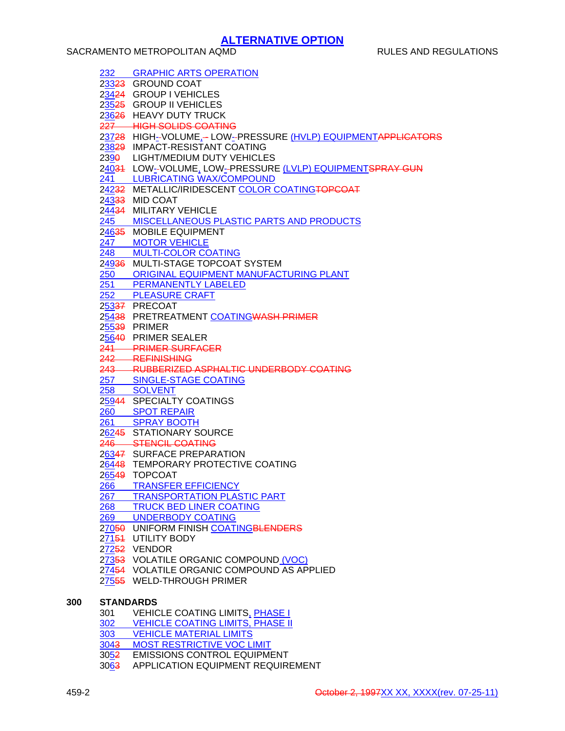**ALTERNATIVE OPTION**

232 GRAPHIC ARTS OPERATION
23323 GROUND COAT
23424 GROUP I VEHICLES
23525 GROUP II VEHICLES
23626 HEAVY DUTY TRUCK
227 HIGH SOLIDS COATING
23728 HIGH--VOLUME,-- LOW--PRESSURE (HVLP) EQUIPMENTAPPLICATORS
23829 IMPACT-RESISTANT COATING
2390 LIGHT/MEDIUM DUTY VEHICLES
24031 LOW--VOLUME, LOW--PRESSURE (LVLP) EQUIPMENTSPRAY GUN
241 LUBRICATING WAX/COMPOUND
24232 METALLIC/IRIDESCENT COLOR COATINGTOPCOAT
24333 MID COAT
24434 MILITARY VEHICLE
245 MISCELLANEOUS PLASTIC PARTS AND PRODUCTS
24635 MOBILE EQUIPMENT
247 MOTOR VEHICLE
248 MULTI-COLOR COATING
24936 MULTI-STAGE TOPCOAT SYSTEM
250 ORIGINAL EQUIPMENT MANUFACTURING PLANT
251 PERMANENTLY LABELED
252 PLEASURE CRAFT
25337 PRECOAT
25438 PRETREATMENT COATINGWASH PRIMER
25539 PRIMER
25640 PRIMER SEALER
241 PRIMER SURFACER
242 REFINISHING
243 RUBBERIZED ASPHALTIC UNDERBODY COATING
257 SINGLE-STAGE COATING
258 SOLVENT
25944 SPECIALTY COATINGS
260 SPOT REPAIR
261 SPRAY BOOTH
26245 STATIONARY SOURCE
246 STENCIL COATING
26347 SURFACE PREPARATION
26448 TEMPORARY PROTECTIVE COATING
26549 TOPCOAT
266 TRANSFER EFFICIENCY
267 TRANSPORTATION PLASTIC PART
268 TRUCK BED LINER COATING
269 UNDERBODY COATING
27050 UNIFORM FINISH COATINGBLENDERS
27151 UTILITY BODY
27252 VENDOR
27353 VOLATILE ORGANIC COMPOUND (VOC)
27454 VOLATILE ORGANIC COMPOUND AS APPLIED
27555 WELD-THROUGH PRIMER

**300 STANDARDS**

301 VEHICLE COATING LIMITS, PHASE I
302 VEHICLE COATING LIMITS, PHASE II
303 VEHICLE MATERIAL LIMITS
3043 MOST RESTRICTIVE VOC LIMIT
3052 EMISSIONS CONTROL EQUIPMENT
3063 APPLICATION EQUIPMENT REQUIREMENT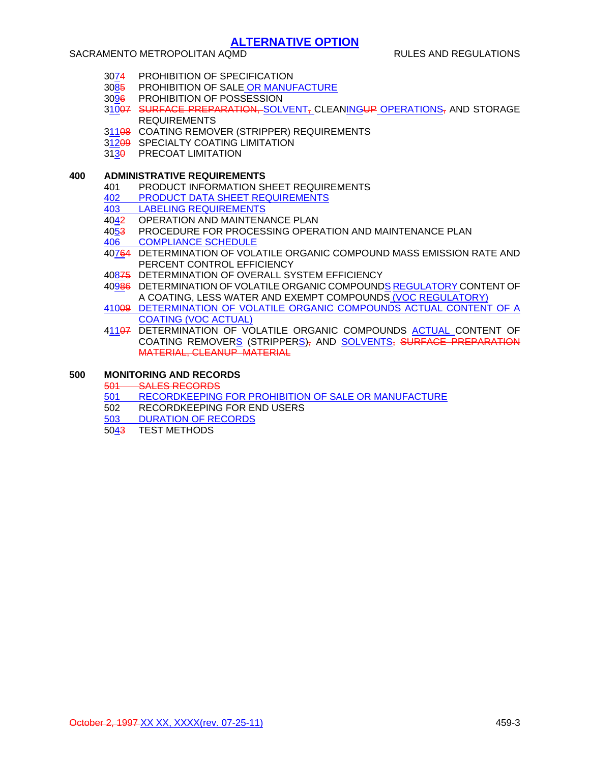**ALTERNATIVE OPTION**

| | |
|---|---|
| 3074 | PROHIBITION OF SPECIFICATION |
| 3085 | PROHIBITION OF SALE OR MANUFACTURE |
| 3096 | PROHIBITION OF POSSESSION |
| 31007 | SURFACE PREPARATION, SOLVENT, CLEANINGUP OPERATIONS, AND STORAGE REQUIREMENTS |
| 31108 | COATING REMOVER (STRIPPER) REQUIREMENTS |
| 31209 | SPECIALTY COATING LIMITATION |
| 3130 | PRECOAT LIMITATION |

## 400 ADMINISTRATIVE REQUIREMENTS

| | |
|---|---|
| 401 | PRODUCT INFORMATION SHEET REQUIREMENTS |
| 402 | PRODUCT DATA SHEET REQUIREMENTS |
| 403 | LABELING REQUIREMENTS |
| 4042 | OPERATION AND MAINTENANCE PLAN |
| 4053 | PROCEDURE FOR PROCESSING OPERATION AND MAINTENANCE PLAN |
| 406 | COMPLIANCE SCHEDULE |
| 40764 | DETERMINATION OF VOLATILE ORGANIC COMPOUND MASS EMISSION RATE AND PERCENT CONTROL EFFICIENCY |
| 40875 | DETERMINATION OF OVERALL SYSTEM EFFICIENCY |
| 40986 | DETERMINATION OF VOLATILE ORGANIC COMPOUNDS REGULATORY CONTENT OF A COATING, LESS WATER AND EXEMPT COMPOUNDS (VOC REGULATORY) |
| 41009 | DETERMINATION OF VOLATILE ORGANIC COMPOUNDS ACTUAL CONTENT OF A COATING (VOC ACTUAL) |
| 41107 | DETERMINATION OF VOLATILE ORGANIC COMPOUNDS ACTUAL CONTENT OF COATING REMOVERS (STRIPPERS), AND SOLVENTS, SURFACE PREPARATION MATERIAL, CLEANUP MATERIAL |

## 500 MONITORING AND RECORDS

| | |
|---|---|
| 501 | SALES RECORDS |
| 501 | RECORDKEEPING FOR PROHIBITION OF SALE OR MANUFACTURE |
| 502 | RECORDKEEPING FOR END USERS |
| 503 | DURATION OF RECORDS |
| 5043 | TEST METHODS |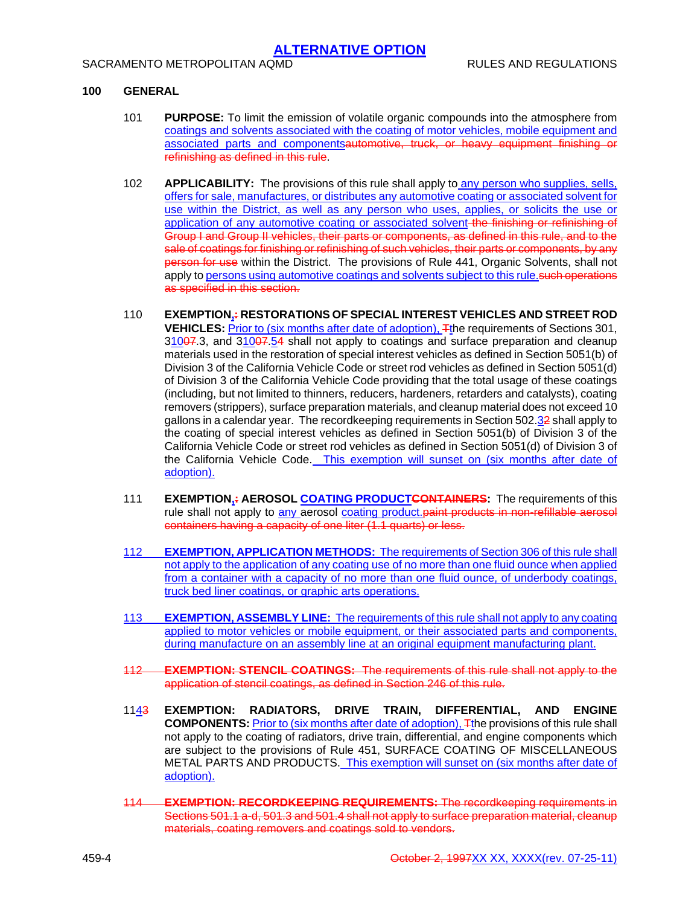**ALTERNATIVE OPTION**

## 100 GENERAL

101 **PURPOSE:** To limit the emission of volatile organic compounds into the atmosphere from coatings and solvents associated with the coating of motor vehicles, mobile equipment and associated parts and componentsautomotive, truck, or heavy equipment finishing or refinishing as defined in this rule.

102 **APPLICABILITY:** The provisions of this rule shall apply to any person who supplies, sells, offers for sale, manufactures, or distributes any automotive coating or associated solvent for use within the District, as well as any person who uses, applies, or solicits the use or application of any automotive coating or associated solvent the finishing or refinishing of Group I and Group II vehicles, their parts or components, as defined in this rule, and to the sale of coatings for finishing or refinishing of such vehicles, their parts or components, by any person for use within the District. The provisions of Rule 441, Organic Solvents, shall not apply to persons using automotive coatings and solvents subject to this rule.such operations as specified in this section.

110 **EXEMPTION,: RESTORATIONS OF SPECIAL INTEREST VEHICLES AND STREET ROD VEHICLES:** Prior to (six months after date of adoption), Tthe requirements of Sections 301, 31007.3, and 31007.54 shall not apply to coatings and surface preparation and cleanup materials used in the restoration of special interest vehicles as defined in Section 5051(b) of Division 3 of the California Vehicle Code or street rod vehicles as defined in Section 5051(d) of Division 3 of the California Vehicle Code providing that the total usage of these coatings (including, but not limited to thinners, reducers, hardeners, retarders and catalysts), coating removers (strippers), surface preparation materials, and cleanup material does not exceed 10 gallons in a calendar year. The recordkeeping requirements in Section 502.32 shall apply to the coating of special interest vehicles as defined in Section 5051(b) of Division 3 of the California Vehicle Code or street rod vehicles as defined in Section 5051(d) of Division 3 of the California Vehicle Code. This exemption will sunset on (six months after date of adoption).

111 **EXEMPTION,: AEROSOL COATING PRODUCTCONTAINERS:** The requirements of this rule shall not apply to any aerosol coating product.paint products in non-refillable aerosol containers having a capacity of one liter (1.1 quarts) or less.

112 **EXEMPTION, APPLICATION METHODS:** The requirements of Section 306 of this rule shall not apply to the application of any coating use of no more than one fluid ounce when applied from a container with a capacity of no more than one fluid ounce, of underbody coatings, truck bed liner coatings, or graphic arts operations.

113 **EXEMPTION, ASSEMBLY LINE:** The requirements of this rule shall not apply to any coating applied to motor vehicles or mobile equipment, or their associated parts and components, during manufacture on an assembly line at an original equipment manufacturing plant.

112 **EXEMPTION: STENCIL COATINGS:** The requirements of this rule shall not apply to the application of stencil coatings, as defined in Section 246 of this rule.

1143 **EXEMPTION: RADIATORS, DRIVE TRAIN, DIFFERENTIAL, AND ENGINE COMPONENTS:** Prior to (six months after date of adoption), Tthe provisions of this rule shall not apply to the coating of radiators, drive train, differential, and engine components which are subject to the provisions of Rule 451, SURFACE COATING OF MISCELLANEOUS METAL PARTS AND PRODUCTS. This exemption will sunset on (six months after date of adoption).

114 **EXEMPTION: RECORDKEEPING REQUIREMENTS:** The recordkeeping requirements in Sections 501.1 a-d, 501.3 and 501.4 shall not apply to surface preparation material, cleanup materials, coating removers and coatings sold to vendors.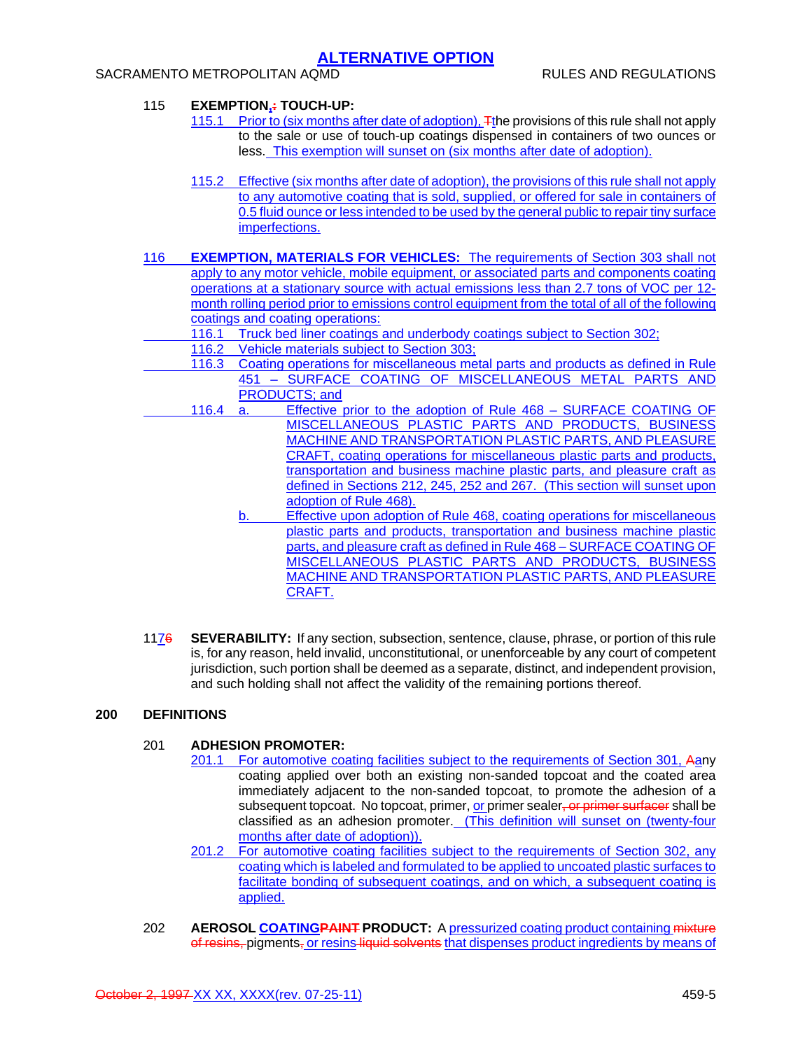## ALTERNATIVE OPTION

115 **EXEMPTION,: TOUCH-UP:**

115.1 Prior to (six months after date of adoption), Tthe provisions of this rule shall not apply to the sale or use of touch-up coatings dispensed in containers of two ounces or less. This exemption will sunset on (six months after date of adoption).

115.2 Effective (six months after date of adoption), the provisions of this rule shall not apply to any automotive coating that is sold, supplied, or offered for sale in containers of 0.5 fluid ounce or less intended to be used by the general public to repair tiny surface imperfections.

116 **EXEMPTION, MATERIALS FOR VEHICLES:** The requirements of Section 303 shall not apply to any motor vehicle, mobile equipment, or associated parts and components coating operations at a stationary source with actual emissions less than 2.7 tons of VOC per 12-month rolling period prior to emissions control equipment from the total of all of the following coatings and coating operations:

116.1 Truck bed liner coatings and underbody coatings subject to Section 302;

116.2 Vehicle materials subject to Section 303;

116.3 Coating operations for miscellaneous metal parts and products as defined in Rule 451 – SURFACE COATING OF MISCELLANEOUS METAL PARTS AND PRODUCTS; and

116.4
a. Effective prior to the adoption of Rule 468 – SURFACE COATING OF MISCELLANEOUS PLASTIC PARTS AND PRODUCTS, BUSINESS MACHINE AND TRANSPORTATION PLASTIC PARTS, AND PLEASURE CRAFT, coating operations for miscellaneous plastic parts and products, transportation and business machine plastic parts, and pleasure craft as defined in Sections 212, 245, 252 and 267. (This section will sunset upon adoption of Rule 468).

b. Effective upon adoption of Rule 468, coating operations for miscellaneous plastic parts and products, transportation and business machine plastic parts, and pleasure craft as defined in Rule 468 – SURFACE COATING OF MISCELLANEOUS PLASTIC PARTS AND PRODUCTS, BUSINESS MACHINE AND TRANSPORTATION PLASTIC PARTS, AND PLEASURE CRAFT.

1176 **SEVERABILITY:** If any section, subsection, sentence, clause, phrase, or portion of this rule is, for any reason, held invalid, unconstitutional, or unenforceable by any court of competent jurisdiction, such portion shall be deemed as a separate, distinct, and independent provision, and such holding shall not affect the validity of the remaining portions thereof.

## 200 DEFINITIONS

201 **ADHESION PROMOTER:**

201.1 For automotive coating facilities subject to the requirements of Section 301, Aany coating applied over both an existing non-sanded topcoat and the coated area immediately adjacent to the non-sanded topcoat, to promote the adhesion of a subsequent topcoat. No topcoat, primer, or primer sealer, or primer surfacer shall be classified as an adhesion promoter. (This definition will sunset on (twenty-four months after date of adoption)).

201.2 For automotive coating facilities subject to the requirements of Section 302, any coating which is labeled and formulated to be applied to uncoated plastic surfaces to facilitate bonding of subsequent coatings, and on which, a subsequent coating is applied.

202 **AEROSOL COATINGPAINT PRODUCT:** A pressurized coating product containing mixture of resins, pigments, or resins liquid solvents that dispenses product ingredients by means of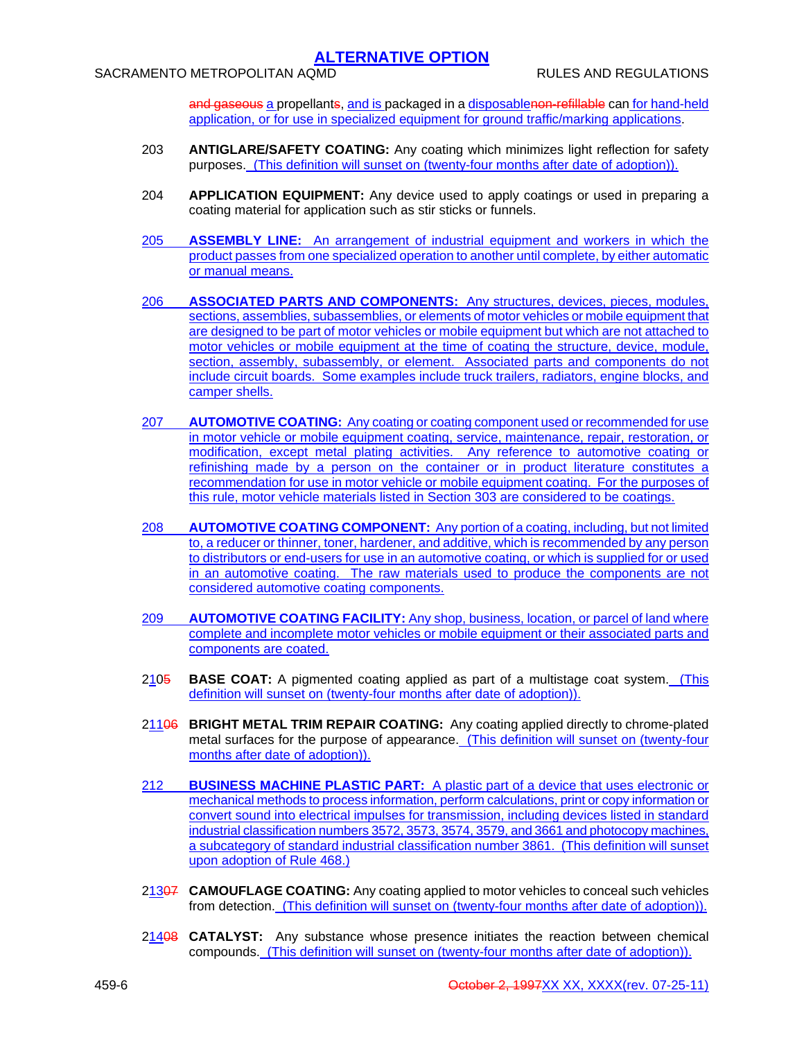and gaseous a propellants, and is packaged in a disposablenon-refillable can for hand-held application, or for use in specialized equipment for ground traffic/marking applications.

203 **ANTIGLARE/SAFETY COATING:** Any coating which minimizes light reflection for safety purposes. (This definition will sunset on (twenty-four months after date of adoption)).

204 **APPLICATION EQUIPMENT:** Any device used to apply coatings or used in preparing a coating material for application such as stir sticks or funnels.

205 **ASSEMBLY LINE:** An arrangement of industrial equipment and workers in which the product passes from one specialized operation to another until complete, by either automatic or manual means.

206 **ASSOCIATED PARTS AND COMPONENTS:** Any structures, devices, pieces, modules, sections, assemblies, subassemblies, or elements of motor vehicles or mobile equipment that are designed to be part of motor vehicles or mobile equipment but which are not attached to motor vehicles or mobile equipment at the time of coating the structure, device, module, section, assembly, subassembly, or element. Associated parts and components do not include circuit boards. Some examples include truck trailers, radiators, engine blocks, and camper shells.

207 **AUTOMOTIVE COATING:** Any coating or coating component used or recommended for use in motor vehicle or mobile equipment coating, service, maintenance, repair, restoration, or modification, except metal plating activities. Any reference to automotive coating or refinishing made by a person on the container or in product literature constitutes a recommendation for use in motor vehicle or mobile equipment coating. For the purposes of this rule, motor vehicle materials listed in Section 303 are considered to be coatings.

208 **AUTOMOTIVE COATING COMPONENT:** Any portion of a coating, including, but not limited to, a reducer or thinner, toner, hardener, and additive, which is recommended by any person to distributors or end-users for use in an automotive coating, or which is supplied for or used in an automotive coating. The raw materials used to produce the components are not considered automotive coating components.

209 **AUTOMOTIVE COATING FACILITY:** Any shop, business, location, or parcel of land where complete and incomplete motor vehicles or mobile equipment or their associated parts and components are coated.

2105 **BASE COAT:** A pigmented coating applied as part of a multistage coat system. (This definition will sunset on (twenty-four months after date of adoption)).

21106 **BRIGHT METAL TRIM REPAIR COATING:** Any coating applied directly to chrome-plated metal surfaces for the purpose of appearance. (This definition will sunset on (twenty-four months after date of adoption)).

212 **BUSINESS MACHINE PLASTIC PART:** A plastic part of a device that uses electronic or mechanical methods to process information, perform calculations, print or copy information or convert sound into electrical impulses for transmission, including devices listed in standard industrial classification numbers 3572, 3573, 3574, 3579, and 3661 and photocopy machines, a subcategory of standard industrial classification number 3861. (This definition will sunset upon adoption of Rule 468.)

21307 **CAMOUFLAGE COATING:** Any coating applied to motor vehicles to conceal such vehicles from detection. (This definition will sunset on (twenty-four months after date of adoption)).

21408 **CATALYST:** Any substance whose presence initiates the reaction between chemical compounds. (This definition will sunset on (twenty-four months after date of adoption)).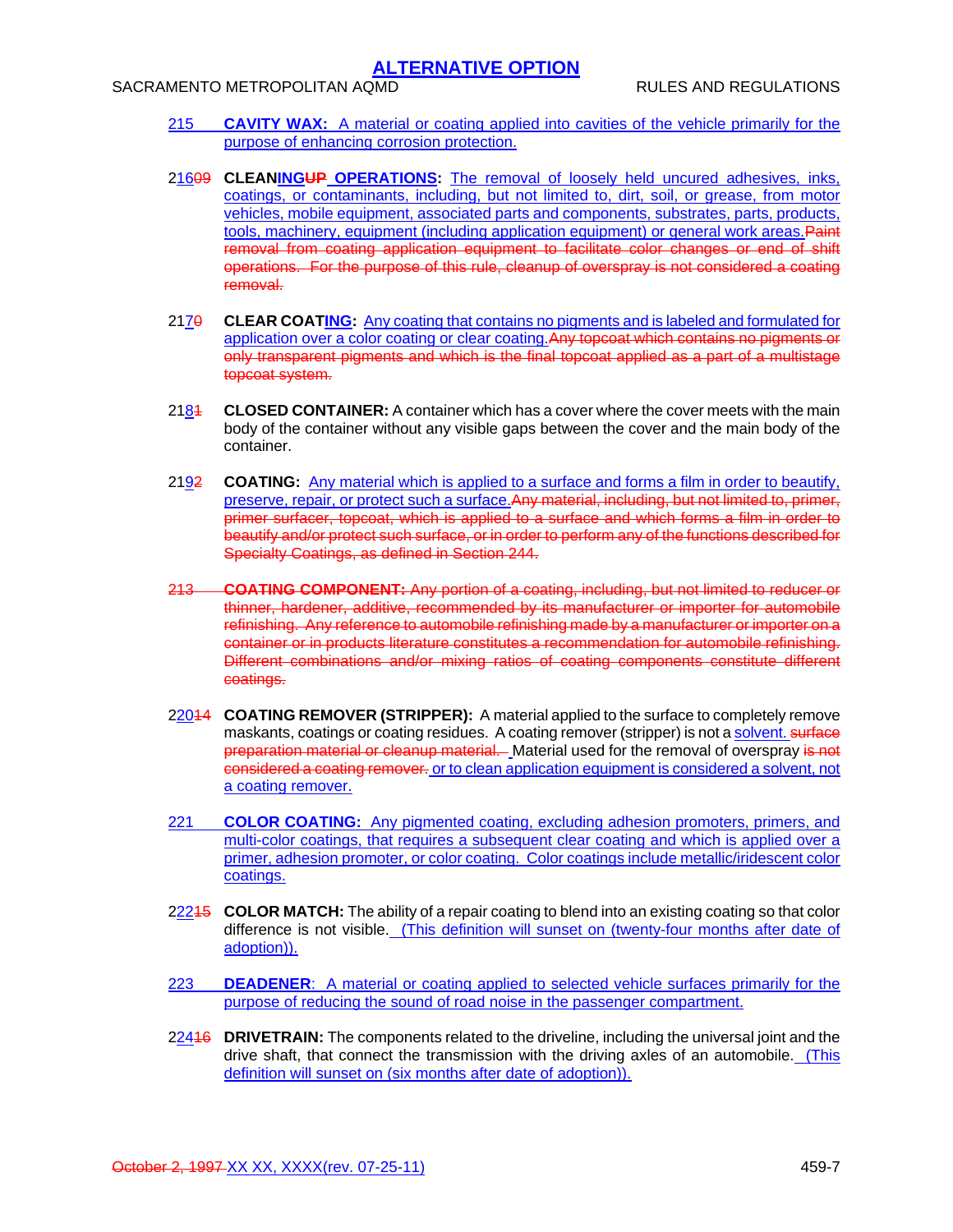# ALTERNATIVE OPTION

215 **CAVITY WAX:** A material or coating applied into cavities of the vehicle primarily for the purpose of enhancing corrosion protection.

21609 **CLEANINGUP OPERATIONS:** The removal of loosely held uncured adhesives, inks, coatings, or contaminants, including, but not limited to, dirt, soil, or grease, from motor vehicles, mobile equipment, associated parts and components, substrates, parts, products, tools, machinery, equipment (including application equipment) or general work areas. Paint removal from coating application equipment to facilitate color changes or end of shift operations. For the purpose of this rule, cleanup of overspray is not considered a coating removal.

2170 **CLEAR COATING:** Any coating that contains no pigments and is labeled and formulated for application over a color coating or clear coating. Any topcoat which contains no pigments or only transparent pigments and which is the final topcoat applied as a part of a multistage topcoat system.

2181 **CLOSED CONTAINER:** A container which has a cover where the cover meets with the main body of the container without any visible gaps between the cover and the main body of the container.

2192 **COATING:** Any material which is applied to a surface and forms a film in order to beautify, preserve, repair, or protect such a surface. Any material, including, but not limited to, primer, primer surfacer, topcoat, which is applied to a surface and which forms a film in order to beautify and/or protect such surface, or in order to perform any of the functions described for Specialty Coatings, as defined in Section 244.

213 **COATING COMPONENT:** Any portion of a coating, including, but not limited to reducer or thinner, hardener, additive, recommended by its manufacturer or importer for automobile refinishing. Any reference to automobile refinishing made by a manufacturer or importer on a container or in products literature constitutes a recommendation for automobile refinishing. Different combinations and/or mixing ratios of coating components constitute different coatings.

22014 **COATING REMOVER (STRIPPER):** A material applied to the surface to completely remove maskants, coatings or coating residues. A coating remover (stripper) is not a solvent. surface preparation material or cleanup material. Material used for the removal of overspray is not considered a coating remover. or to clean application equipment is considered a solvent, not a coating remover.

221 **COLOR COATING:** Any pigmented coating, excluding adhesion promoters, primers, and multi-color coatings, that requires a subsequent clear coating and which is applied over a primer, adhesion promoter, or color coating. Color coatings include metallic/iridescent color coatings.

22215 **COLOR MATCH:** The ability of a repair coating to blend into an existing coating so that color difference is not visible. (This definition will sunset on (twenty-four months after date of adoption)).

223 **DEADENER**: A material or coating applied to selected vehicle surfaces primarily for the purpose of reducing the sound of road noise in the passenger compartment.

22416 **DRIVETRAIN:** The components related to the driveline, including the universal joint and the drive shaft, that connect the transmission with the driving axles of an automobile. (This definition will sunset on (six months after date of adoption)).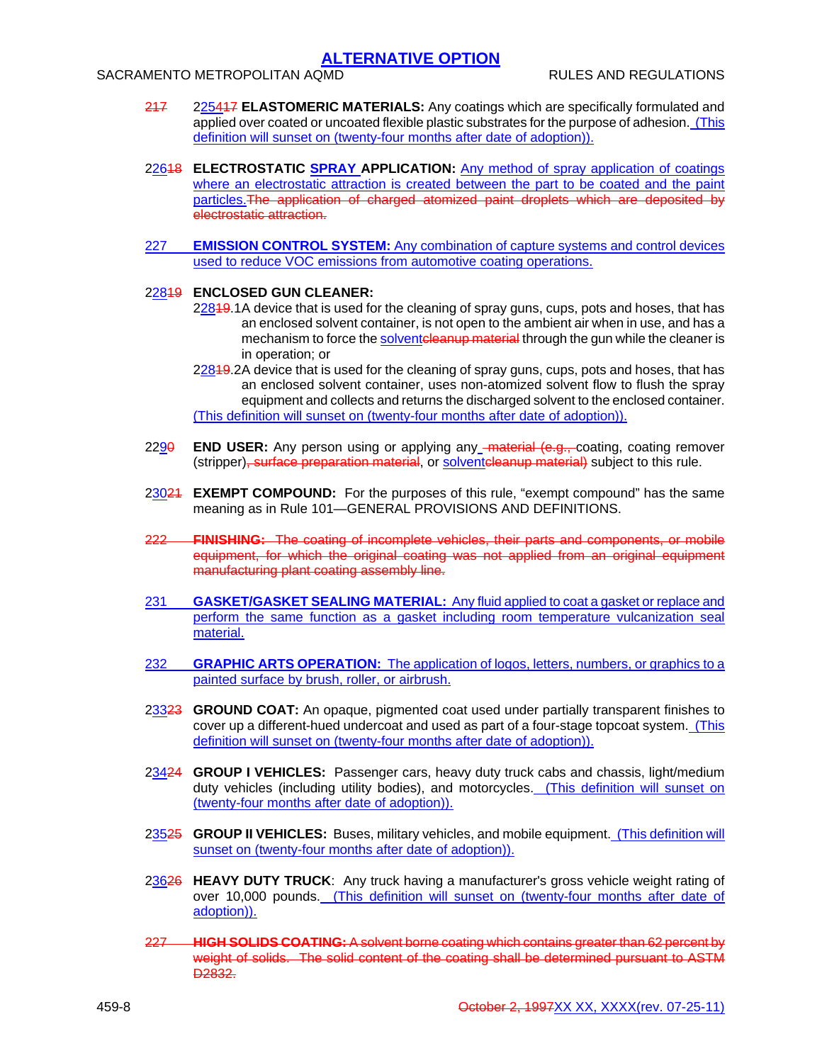**ALTERNATIVE OPTION**

~~217~~ 2~~25~~417 **ELASTOMERIC MATERIALS:** Any coatings which are specifically formulated and applied over coated or uncoated flexible plastic substrates for the purpose of adhesion. (This definition will sunset on (twenty-four months after date of adoption)).

22618 **ELECTROSTATIC SPRAY APPLICATION:** Any method of spray application of coatings where an electrostatic attraction is created between the part to be coated and the paint particles.~~The application of charged atomized paint droplets which are deposited by electrostatic attraction.~~

227 **EMISSION CONTROL SYSTEM:** Any combination of capture systems and control devices used to reduce VOC emissions from automotive coating operations.

22819 **ENCLOSED GUN CLEANER:**

22819.1 A device that is used for the cleaning of spray guns, cups, pots and hoses, that has an enclosed solvent container, is not open to the ambient air when in use, and has a mechanism to force the solvent~~cleanup material~~ through the gun while the cleaner is in operation; or

22819.2 A device that is used for the cleaning of spray guns, cups, pots and hoses, that has an enclosed solvent container, uses non-atomized solvent flow to flush the spray equipment and collects and returns the discharged solvent to the enclosed container.

(This definition will sunset on (twenty-four months after date of adoption)).

2290 **END USER:** Any person using or applying any ~~material (e.g.,~~ coating, coating remover (stripper)~~, surface preparation material~~, or solvent~~cleanup material)~~ subject to this rule.

23021 **EXEMPT COMPOUND:** For the purposes of this rule, "exempt compound" has the same meaning as in Rule 101—GENERAL PROVISIONS AND DEFINITIONS.

~~222 **FINISHING:** The coating of incomplete vehicles, their parts and components, or mobile equipment, for which the original coating was not applied from an original equipment manufacturing plant coating assembly line.~~

231 **GASKET/GASKET SEALING MATERIAL:** Any fluid applied to coat a gasket or replace and perform the same function as a gasket including room temperature vulcanization seal material.

232 **GRAPHIC ARTS OPERATION:** The application of logos, letters, numbers, or graphics to a painted surface by brush, roller, or airbrush.

23323 **GROUND COAT:** An opaque, pigmented coat used under partially transparent finishes to cover up a different-hued undercoat and used as part of a four-stage topcoat system. (This definition will sunset on (twenty-four months after date of adoption)).

23424 **GROUP I VEHICLES:** Passenger cars, heavy duty truck cabs and chassis, light/medium duty vehicles (including utility bodies), and motorcycles. (This definition will sunset on (twenty-four months after date of adoption)).

23525 **GROUP II VEHICLES:** Buses, military vehicles, and mobile equipment. (This definition will sunset on (twenty-four months after date of adoption)).

23626 **HEAVY DUTY TRUCK**: Any truck having a manufacturer's gross vehicle weight rating of over 10,000 pounds. (This definition will sunset on (twenty-four months after date of adoption)).

~~227 **HIGH SOLIDS COATING:** A solvent borne coating which contains greater than 62 percent by weight of solids. The solid content of the coating shall be determined pursuant to ASTM D2832.~~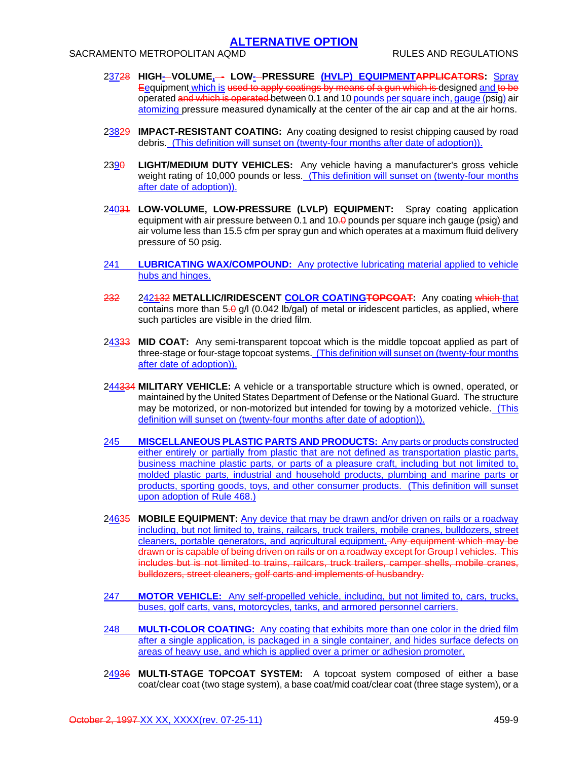**ALTERNATIVE OPTION**

2372~~8~~ **HIGH-VOLUME, LOW-PRESSURE (HVLP) EQUIPMENT~~APPLICATORS~~:** Spray ~~E~~equipment which is ~~used to apply coatings by means of a gun which is~~ designed and ~~to be~~ operated ~~and which is operated~~ between 0.1 and 10 pounds per square inch, gauge (psig) air atomizing pressure measured dynamically at the center of the air cap and at the air horns.

2382~~9~~ **IMPACT-RESISTANT COATING:** Any coating designed to resist chipping caused by road debris. (This definition will sunset on (twenty-four months after date of adoption)).

2390 **LIGHT/MEDIUM DUTY VEHICLES:** Any vehicle having a manufacturer's gross vehicle weight rating of 10,000 pounds or less. (This definition will sunset on (twenty-four months after date of adoption)).

24031 **LOW-VOLUME, LOW-PRESSURE (LVLP) EQUIPMENT:** Spray coating application equipment with air pressure between 0.1 and 10~~.0~~ pounds per square inch gauge (psig) and air volume less than 15.5 cfm per spray gun and which operates at a maximum fluid delivery pressure of 50 psig.

241 **LUBRICATING WAX/COMPOUND:** Any protective lubricating material applied to vehicle hubs and hinges.

~~232~~ 242~~132~~ **METALLIC/IRIDESCENT COLOR COATING~~TOPCOAT~~:** Any coating ~~which~~ that contains more than 5~~.0~~ g/l (0.042 lb/gal) of metal or iridescent particles, as applied, where such particles are visible in the dried film.

24333 **MID COAT:** Any semi-transparent topcoat which is the middle topcoat applied as part of three-stage or four-stage topcoat systems. (This definition will sunset on (twenty-four months after date of adoption)).

244334 **MILITARY VEHICLE:** A vehicle or a transportable structure which is owned, operated, or maintained by the United States Department of Defense or the National Guard. The structure may be motorized, or non-motorized but intended for towing by a motorized vehicle. (This definition will sunset on (twenty-four months after date of adoption)).

245 **MISCELLANEOUS PLASTIC PARTS AND PRODUCTS:** Any parts or products constructed either entirely or partially from plastic that are not defined as transportation plastic parts, business machine plastic parts, or parts of a pleasure craft, including but not limited to, molded plastic parts, industrial and household products, plumbing and marine parts or products, sporting goods, toys, and other consumer products. (This definition will sunset upon adoption of Rule 468.)

24635 **MOBILE EQUIPMENT:** Any device that may be drawn and/or driven on rails or a roadway including, but not limited to, trains, railcars, truck trailers, mobile cranes, bulldozers, street cleaners, portable generators, and agricultural equipment. ~~Any equipment which may be drawn or is capable of being driven on rails or on a roadway except for Group I vehicles. This includes but is not limited to trains, railcars, truck trailers, camper shells, mobile cranes, bulldozers, street cleaners, golf carts and implements of husbandry.~~

247 **MOTOR VEHICLE:** Any self-propelled vehicle, including, but not limited to, cars, trucks, buses, golf carts, vans, motorcycles, tanks, and armored personnel carriers.

248 **MULTI-COLOR COATING:** Any coating that exhibits more than one color in the dried film after a single application, is packaged in a single container, and hides surface defects on areas of heavy use, and which is applied over a primer or adhesion promoter.

24936 **MULTI-STAGE TOPCOAT SYSTEM:** A topcoat system composed of either a base coat/clear coat (two stage system), a base coat/mid coat/clear coat (three stage system), or a

~~October 2, 1997~~ XX XX, XXXX(rev. 07-25-11)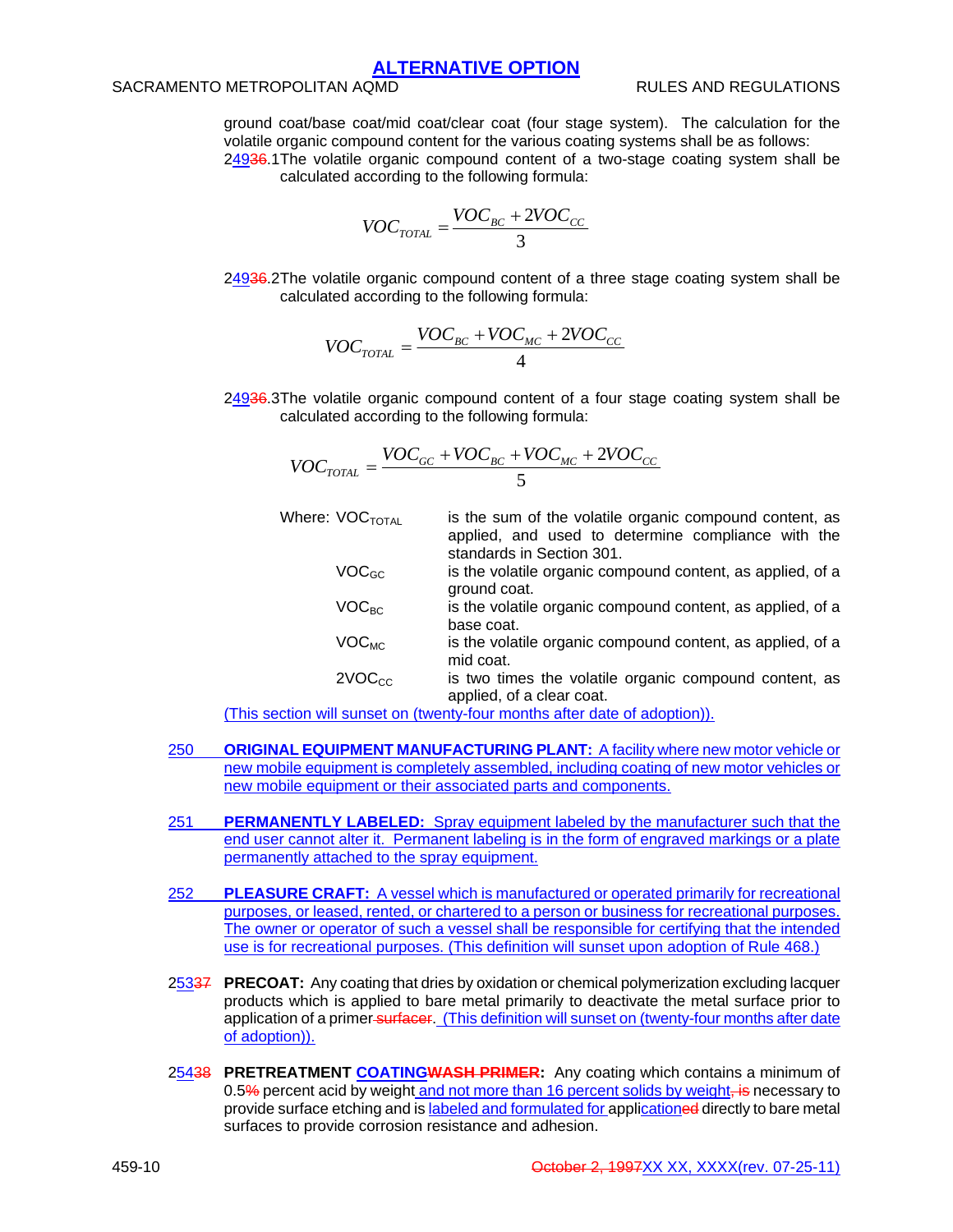# ALTERNATIVE OPTION

ground coat/base coat/mid coat/clear coat (four stage system). The calculation for the volatile organic compound content for the various coating systems shall be as follows:

24936.1 The volatile organic compound content of a two-stage coating system shall be calculated according to the following formula:

$$VOC_{TOTAL} = \frac{VOC_{BC} + 2VOC_{CC}}{3}$$

24936.2 The volatile organic compound content of a three stage coating system shall be calculated according to the following formula:

$$VOC_{TOTAL} = \frac{VOC_{BC} + VOC_{MC} + 2VOC_{CC}}{4}$$

24936.3 The volatile organic compound content of a four stage coating system shall be calculated according to the following formula:

$$VOC_{TOTAL} = \frac{VOC_{GC} + VOC_{BC} + VOC_{MC} + 2VOC_{CC}}{5}$$

Where:

- $VOC_{TOTAL}$ is the sum of the volatile organic compound content, as applied, and used to determine compliance with the standards in Section 301.
- $VOC_{GC}$ is the volatile organic compound content, as applied, of a ground coat.
- $VOC_{BC}$ is the volatile organic compound content, as applied, of a base coat.
- $VOC_{MC}$ is the volatile organic compound content, as applied, of a mid coat.
- $2VOC_{CC}$ is two times the volatile organic compound content, as applied, of a clear coat.

(This section will sunset on (twenty-four months after date of adoption)).

250 **ORIGINAL EQUIPMENT MANUFACTURING PLANT:** A facility where new motor vehicle or new mobile equipment is completely assembled, including coating of new motor vehicles or new mobile equipment or their associated parts and components.

251 **PERMANENTLY LABELED:** Spray equipment labeled by the manufacturer such that the end user cannot alter it. Permanent labeling is in the form of engraved markings or a plate permanently attached to the spray equipment.

252 **PLEASURE CRAFT:** A vessel which is manufactured or operated primarily for recreational purposes, or leased, rented, or chartered to a person or business for recreational purposes. The owner or operator of such a vessel shall be responsible for certifying that the intended use is for recreational purposes. (This definition will sunset upon adoption of Rule 468.)

25337 **PRECOAT:** Any coating that dries by oxidation or chemical polymerization excluding lacquer products which is applied to bare metal primarily to deactivate the metal surface prior to application of a primer surfacer. (This definition will sunset on (twenty-four months after date of adoption)).

25438 **PRETREATMENT COATINGWASH PRIMER:** Any coating which contains a minimum of 0.5% percent acid by weight and not more than 16 percent solids by weight, is necessary to provide surface etching and is labeled and formulated for applicationed directly to bare metal surfaces to provide corrosion resistance and adhesion.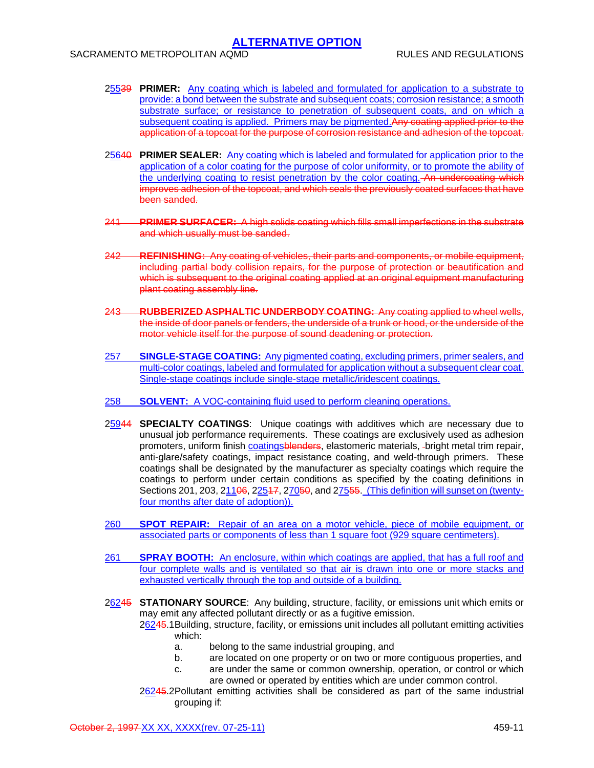# ALTERNATIVE OPTION

255 **PRIMER:** Any coating which is labeled and formulated for application to a substrate to provide: a bond between the substrate and subsequent coats; corrosion resistance; a smooth substrate surface; or resistance to penetration of subsequent coats, and on which a subsequent coating is applied. Primers may be pigmented.~~Any coating applied prior to the application of a topcoat for the purpose of corrosion resistance and adhesion of the topcoat.~~

256 **PRIMER SEALER:** Any coating which is labeled and formulated for application prior to the application of a color coating for the purpose of color uniformity, or to promote the ability of the underlying coating to resist penetration by the color coating. ~~An undercoating which improves adhesion of the topcoat, and which seals the previously coated surfaces that have been sanded.~~

~~241 **PRIMER SURFACER:** A high solids coating which fills small imperfections in the substrate and which usually must be sanded.~~

~~242 **REFINISHING:** Any coating of vehicles, their parts and components, or mobile equipment, including partial body collision repairs, for the purpose of protection or beautification and which is subsequent to the original coating applied at an original equipment manufacturing plant coating assembly line.~~

~~243 **RUBBERIZED ASPHALTIC UNDERBODY COATING:** Any coating applied to wheel wells, the inside of door panels or fenders, the underside of a trunk or hood, or the underside of the motor vehicle itself for the purpose of sound deadening or protection.~~

257 **SINGLE-STAGE COATING:** Any pigmented coating, excluding primers, primer sealers, and multi-color coatings, labeled and formulated for application without a subsequent clear coat. Single-stage coatings include single-stage metallic/iridescent coatings.

258 **SOLVENT:** A VOC-containing fluid used to perform cleaning operations.

259 **SPECIALTY COATINGS**: Unique coatings with additives which are necessary due to unusual job performance requirements. These coatings are exclusively used as adhesion promoters, uniform finish coatings~~blenders~~, elastomeric materials, bright metal trim repair, anti-glare/safety coatings, impact resistance coating, and weld-through primers. These coatings shall be designated by the manufacturer as specialty coatings which require the coatings to perform under certain conditions as specified by the coating definitions in Sections 201, 203, 211, 225, 270, and 275. (This definition will sunset on (twenty-four months after date of adoption)).

260 **SPOT REPAIR:** Repair of an area on a motor vehicle, piece of mobile equipment, or associated parts or components of less than 1 square foot (929 square centimeters).

261 **SPRAY BOOTH:** An enclosure, within which coatings are applied, that has a full roof and four complete walls and is ventilated so that air is drawn into one or more stacks and exhausted vertically through the top and outside of a building.

262 **STATIONARY SOURCE**: Any building, structure, facility, or emissions unit which emits or may emit any affected pollutant directly or as a fugitive emission.

262.1 Building, structure, facility, or emissions unit includes all pollutant emitting activities which:

a. belong to the same industrial grouping, and
b. are located on one property or on two or more contiguous properties, and
c. are under the same or common ownership, operation, or control or which are owned or operated by entities which are under common control.

262.2 Pollutant emitting activities shall be considered as part of the same industrial grouping if: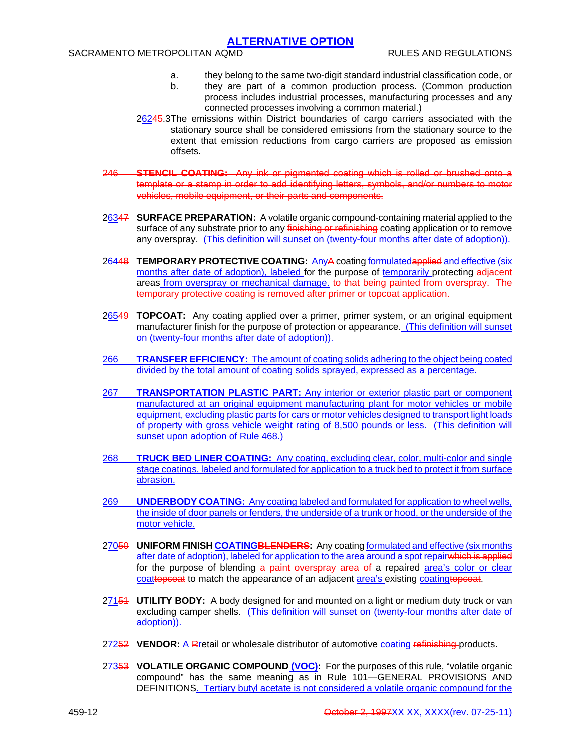# ALTERNATIVE OPTION

a. they belong to the same two-digit standard industrial classification code, or

b. they are part of a common production process. (Common production process includes industrial processes, manufacturing processes and any connected processes involving a common material.)

26245.3 The emissions within District boundaries of cargo carriers associated with the stationary source shall be considered emissions from the stationary source to the extent that emission reductions from cargo carriers are proposed as emission offsets.

~~246 **STENCIL COATING:** Any ink or pigmented coating which is rolled or brushed onto a template or a stamp in order to add identifying letters, symbols, and/or numbers to motor vehicles, mobile equipment, or their parts and components.~~

26347 **SURFACE PREPARATION:** A volatile organic compound-containing material applied to the surface of any substrate prior to any ~~finishing or refinishing~~ coating application or to remove any overspray. (This definition will sunset on (twenty-four months after date of adoption)).

26448 **TEMPORARY PROTECTIVE COATING:** AnyA coating formulatedapplied and effective (six months after date of adoption), labeled for the purpose of temporarily protecting ~~adjacent~~ areas from overspray or mechanical damage. ~~to that being painted from overspray. The temporary protective coating is removed after primer or topcoat application.~~

26549 **TOPCOAT:** Any coating applied over a primer, primer system, or an original equipment manufacturer finish for the purpose of protection or appearance. (This definition will sunset on (twenty-four months after date of adoption)).

266 **TRANSFER EFFICIENCY:** The amount of coating solids adhering to the object being coated divided by the total amount of coating solids sprayed, expressed as a percentage.

267 **TRANSPORTATION PLASTIC PART:** Any interior or exterior plastic part or component manufactured at an original equipment manufacturing plant for motor vehicles or mobile equipment, excluding plastic parts for cars or motor vehicles designed to transport light loads of property with gross vehicle weight rating of 8,500 pounds or less. (This definition will sunset upon adoption of Rule 468.)

268 **TRUCK BED LINER COATING:** Any coating, excluding clear, color, multi-color and single stage coatings, labeled and formulated for application to a truck bed to protect it from surface abrasion.

269 **UNDERBODY COATING:** Any coating labeled and formulated for application to wheel wells, the inside of door panels or fenders, the underside of a trunk or hood, or the underside of the motor vehicle.

27050 **UNIFORM FINISH COATING~~BLENDERS~~:** Any coating formulated and effective (six months after date of adoption), labeled for application to the area around a spot repair~~which is applied~~ for the purpose of blending ~~a paint overspray area of~~ a repaired area's color or clear coat~~topcoat~~ to match the appearance of an adjacent area's existing coating~~topcoat~~.

27151 **UTILITY BODY:** A body designed for and mounted on a light or medium duty truck or van excluding camper shells. (This definition will sunset on (twenty-four months after date of adoption)).

27252 **VENDOR:** A Rretail or wholesale distributor of automotive coating ~~refinishing~~ products.

27353 **VOLATILE ORGANIC COMPOUND (VOC):** For the purposes of this rule, "volatile organic compound" has the same meaning as in Rule 101—GENERAL PROVISIONS AND DEFINITIONS. Tertiary butyl acetate is not considered a volatile organic compound for the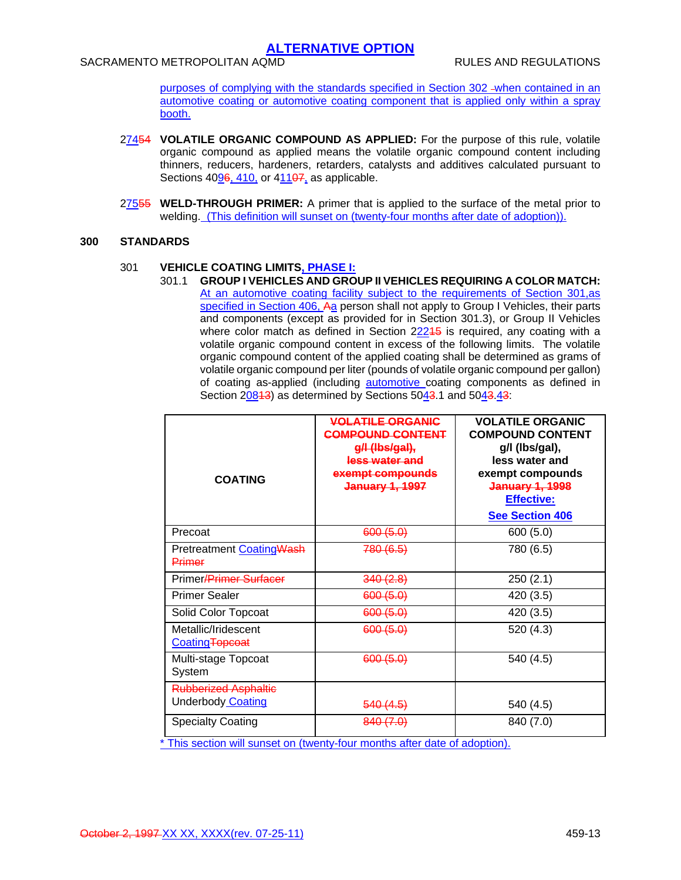**ALTERNATIVE OPTION**

purposes of complying with the standards specified in Section 302 -when contained in an automotive coating or automotive coating component that is applied only within a spray booth.

27454 **VOLATILE ORGANIC COMPOUND AS APPLIED:** For the purpose of this rule, volatile organic compound as applied means the volatile organic compound content including thinners, reducers, hardeners, retarders, catalysts and additives calculated pursuant to Sections 4096, 410, or 41107, as applicable.

27555 **WELD-THROUGH PRIMER:** A primer that is applied to the surface of the metal prior to welding. (This definition will sunset on (twenty-four months after date of adoption)).

## 300 STANDARDS

301 **VEHICLE COATING LIMITS, PHASE I:**

301.1 **GROUP I VEHICLES AND GROUP II VEHICLES REQUIRING A COLOR MATCH:** At an automotive coating facility subject to the requirements of Section 301,as specified in Section 406, Aa person shall not apply to Group I Vehicles, their parts and components (except as provided for in Section 301.3), or Group II Vehicles where color match as defined in Section 22215 is required, any coating with a volatile organic compound content in excess of the following limits. The volatile organic compound content of the applied coating shall be determined as grams of volatile organic compound per liter (pounds of volatile organic compound per gallon) of coating as-applied (including automotive coating components as defined in Section 20813) as determined by Sections 5043.1 and 5043.43:

| COATING | ~~VOLATILE ORGANIC COMPOUND CONTENT g/l (lbs/gal), less water and exempt compounds January 1, 1997~~ | VOLATILE ORGANIC COMPOUND CONTENT g/l (lbs/gal), less water and exempt compounds ~~January 1, 1998~~ Effective: See Section 406 |
|---|---|---|
| Precoat | ~~600 (5.0)~~ | 600 (5.0) |
| Pretreatment Coating~~Wash Primer~~ | ~~780 (6.5)~~ | 780 (6.5) |
| Primer~~/Primer Surfacer~~ | ~~340 (2.8)~~ | 250 (2.1) |
| Primer Sealer | ~~600 (5.0)~~ | 420 (3.5) |
| Solid Color Topcoat | ~~600 (5.0)~~ | 420 (3.5) |
| Metallic/Iridescent Coating~~Topcoat~~ | ~~600 (5.0)~~ | 520 (4.3) |
| Multi-stage Topcoat System | ~~600 (5.0)~~ | 540 (4.5) |
| ~~Rubberized Asphaltic~~ Underbody Coating | ~~540 (4.5)~~ | 540 (4.5) |
| Specialty Coating | ~~840 (7.0)~~ | 840 (7.0) |

\* This section will sunset on (twenty-four months after date of adoption).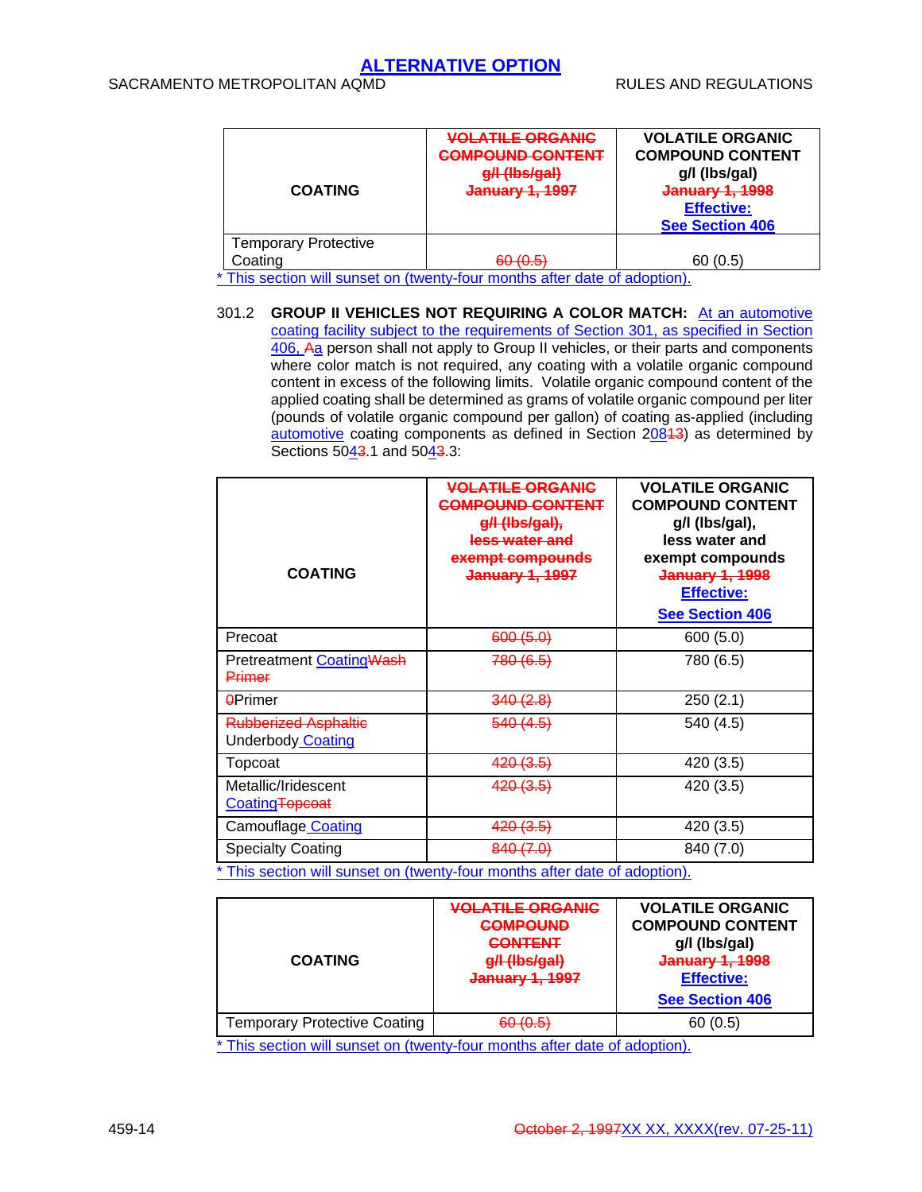## ALTERNATIVE OPTION

| COATING | ~~VOLATILE ORGANIC COMPOUND CONTENT g/l (lbs/gal) January 1, 1997~~ | VOLATILE ORGANIC COMPOUND CONTENT g/l (lbs/gal) ~~January 1, 1998~~ Effective: See Section 406 |
|---|---|---|
| Temporary Protective Coating | ~~60 (0.5)~~ | 60 (0.5) |

* This section will sunset on (twenty-four months after date of adoption).

301.2 **GROUP II VEHICLES NOT REQUIRING A COLOR MATCH:** At an automotive coating facility subject to the requirements of Section 301, as specified in Section 406, ~~A~~a person shall not apply to Group II vehicles, or their parts and components where color match is not required, any coating with a volatile organic compound content in excess of the following limits. Volatile organic compound content of the applied coating shall be determined as grams of volatile organic compound per liter (pounds of volatile organic compound per gallon) of coating as-applied (including automotive coating components as defined in Section 208~~13~~) as determined by Sections 504~~3~~.1 and 504~~3~~.3:

| COATING | ~~VOLATILE ORGANIC COMPOUND CONTENT g/l (lbs/gal), less water and exempt compounds January 1, 1997~~ | VOLATILE ORGANIC COMPOUND CONTENT g/l (lbs/gal), less water and exempt compounds ~~January 1, 1998~~ Effective: See Section 406 |
|---|---|---|
| Precoat | ~~600 (5.0)~~ | 600 (5.0) |
| Pretreatment Coating~~Wash Primer~~ | ~~780 (6.5)~~ | 780 (6.5) |
| ~~0~~Primer | ~~340 (2.8)~~ | 250 (2.1) |
| ~~Rubberized Asphaltic~~ Underbody Coating | ~~540 (4.5)~~ | 540 (4.5) |
| Topcoat | ~~420 (3.5)~~ | 420 (3.5) |
| Metallic/Iridescent Coating~~Topcoat~~ | ~~420 (3.5)~~ | 420 (3.5) |
| Camouflage Coating | ~~420 (3.5)~~ | 420 (3.5) |
| Specialty Coating | ~~840 (7.0)~~ | 840 (7.0) |

* This section will sunset on (twenty-four months after date of adoption).

| COATING | ~~VOLATILE ORGANIC COMPOUND CONTENT g/l (lbs/gal) January 1, 1997~~ | VOLATILE ORGANIC COMPOUND CONTENT g/l (lbs/gal) ~~January 1, 1998~~ Effective: See Section 406 |
|---|---|---|
| Temporary Protective Coating | ~~60 (0.5)~~ | 60 (0.5) |

* This section will sunset on (twenty-four months after date of adoption).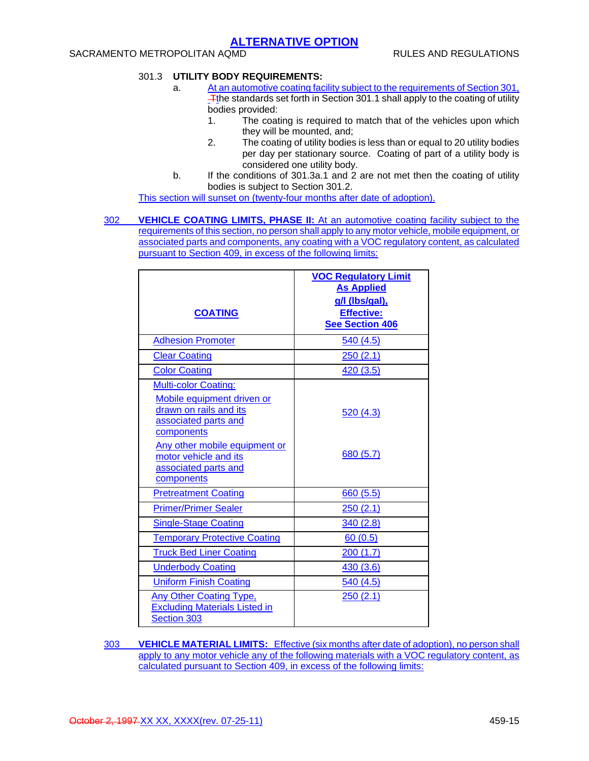**ALTERNATIVE OPTION**

301.3 **UTILITY BODY REQUIREMENTS:**

a. At an automotive coating facility subject to the requirements of Section 301, Tthe standards set forth in Section 301.1 shall apply to the coating of utility bodies provided:

1. The coating is required to match that of the vehicles upon which they will be mounted, and;
2. The coating of utility bodies is less than or equal to 20 utility bodies per day per stationary source. Coating of part of a utility body is considered one utility body.

b. If the conditions of 301.3a.1 and 2 are not met then the coating of utility bodies is subject to Section 301.2.

This section will sunset on (twenty-four months after date of adoption).

302 **VEHICLE COATING LIMITS, PHASE II:** At an automotive coating facility subject to the requirements of this section, no person shall apply to any motor vehicle, mobile equipment, or associated parts and components, any coating with a VOC regulatory content, as calculated pursuant to Section 409, in excess of the following limits:

| **COATING** | **VOC Regulatory Limit As Applied g/l (lbs/gal), Effective: See Section 406** |
|---|---|
| Adhesion Promoter | 540 (4.5) |
| Clear Coating | 250 (2.1) |
| Color Coating | 420 (3.5) |
| Multi-color Coating: | |
| Mobile equipment driven or drawn on rails and its associated parts and components | 520 (4.3) |
| Any other mobile equipment or motor vehicle and its associated parts and components | 680 (5.7) |
| Pretreatment Coating | 660 (5.5) |
| Primer/Primer Sealer | 250 (2.1) |
| Single-Stage Coating | 340 (2.8) |
| Temporary Protective Coating | 60 (0.5) |
| Truck Bed Liner Coating | 200 (1.7) |
| Underbody Coating | 430 (3.6) |
| Uniform Finish Coating | 540 (4.5) |
| Any Other Coating Type, Excluding Materials Listed in Section 303 | 250 (2.1) |

303 **VEHICLE MATERIAL LIMITS:** Effective (six months after date of adoption), no person shall apply to any motor vehicle any of the following materials with a VOC regulatory content, as calculated pursuant to Section 409, in excess of the following limits: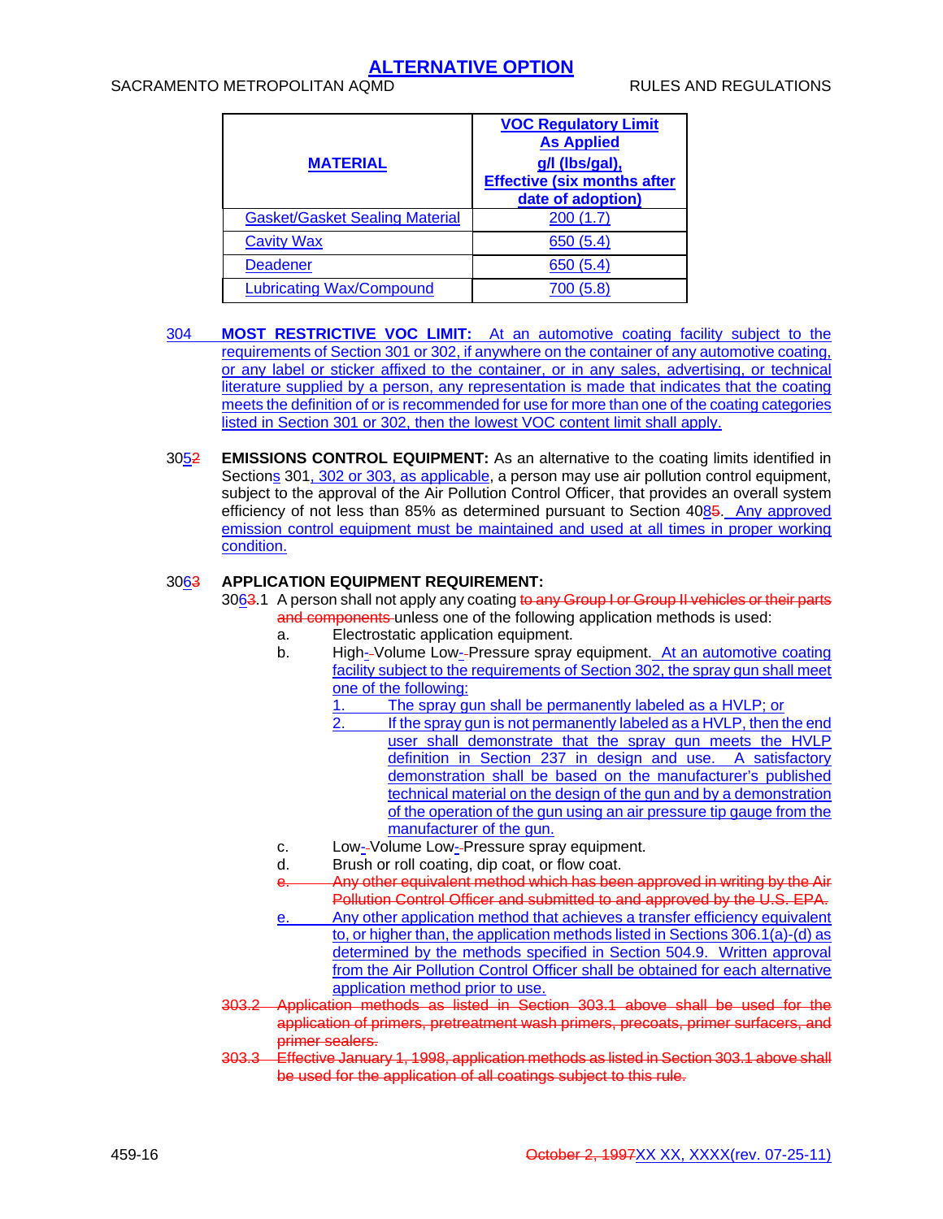## ALTERNATIVE OPTION

| MATERIAL | VOC Regulatory Limit As Applied g/l (lbs/gal), Effective (six months after date of adoption) |
|---|---|
| Gasket/Gasket Sealing Material | 200 (1.7) |
| Cavity Wax | 650 (5.4) |
| Deadener | 650 (5.4) |
| Lubricating Wax/Compound | 700 (5.8) |

304 **MOST RESTRICTIVE VOC LIMIT:** At an automotive coating facility subject to the requirements of Section 301 or 302, if anywhere on the container of any automotive coating, or any label or sticker affixed to the container, or in any sales, advertising, or technical literature supplied by a person, any representation is made that indicates that the coating meets the definition of or is recommended for use for more than one of the coating categories listed in Section 301 or 302, then the lowest VOC content limit shall apply.

30~~2~~5 **EMISSIONS CONTROL EQUIPMENT:** As an alternative to the coating limits identified in Sections 301, 302 or 303, as applicable, a person may use air pollution control equipment, subject to the approval of the Air Pollution Control Officer, that provides an overall system efficiency of not less than 85% as determined pursuant to Section 40~~5~~8. Any approved emission control equipment must be maintained and used at all times in proper working condition.

30~~3~~6 **APPLICATION EQUIPMENT REQUIREMENT:**

30~~3~~6.1 A person shall not apply any coating ~~to any Group I or Group II vehicles or their parts and components~~ unless one of the following application methods is used:

a. Electrostatic application equipment.

b. High-Volume Low-Pressure spray equipment. At an automotive coating facility subject to the requirements of Section 302, the spray gun shall meet one of the following:

1. The spray gun shall be permanently labeled as a HVLP; or
2. If the spray gun is not permanently labeled as a HVLP, then the end user shall demonstrate that the spray gun meets the HVLP definition in Section 237 in design and use. A satisfactory demonstration shall be based on the manufacturer's published technical material on the design of the gun and by a demonstration of the operation of the gun using an air pressure tip gauge from the manufacturer of the gun.

c. Low-Volume Low-Pressure spray equipment.

d. Brush or roll coating, dip coat, or flow coat.

~~e. Any other equivalent method which has been approved in writing by the Air Pollution Control Officer and submitted to and approved by the U.S. EPA.~~

e. Any other application method that achieves a transfer efficiency equivalent to, or higher than, the application methods listed in Sections 306.1(a)-(d) as determined by the methods specified in Section 504.9. Written approval from the Air Pollution Control Officer shall be obtained for each alternative application method prior to use.

~~303.2 Application methods as listed in Section 303.1 above shall be used for the application of primers, pretreatment wash primers, precoats, primer surfacers, and primer sealers.~~

~~303.3 Effective January 1, 1998, application methods as listed in Section 303.1 above shall be used for the application of all coatings subject to this rule.~~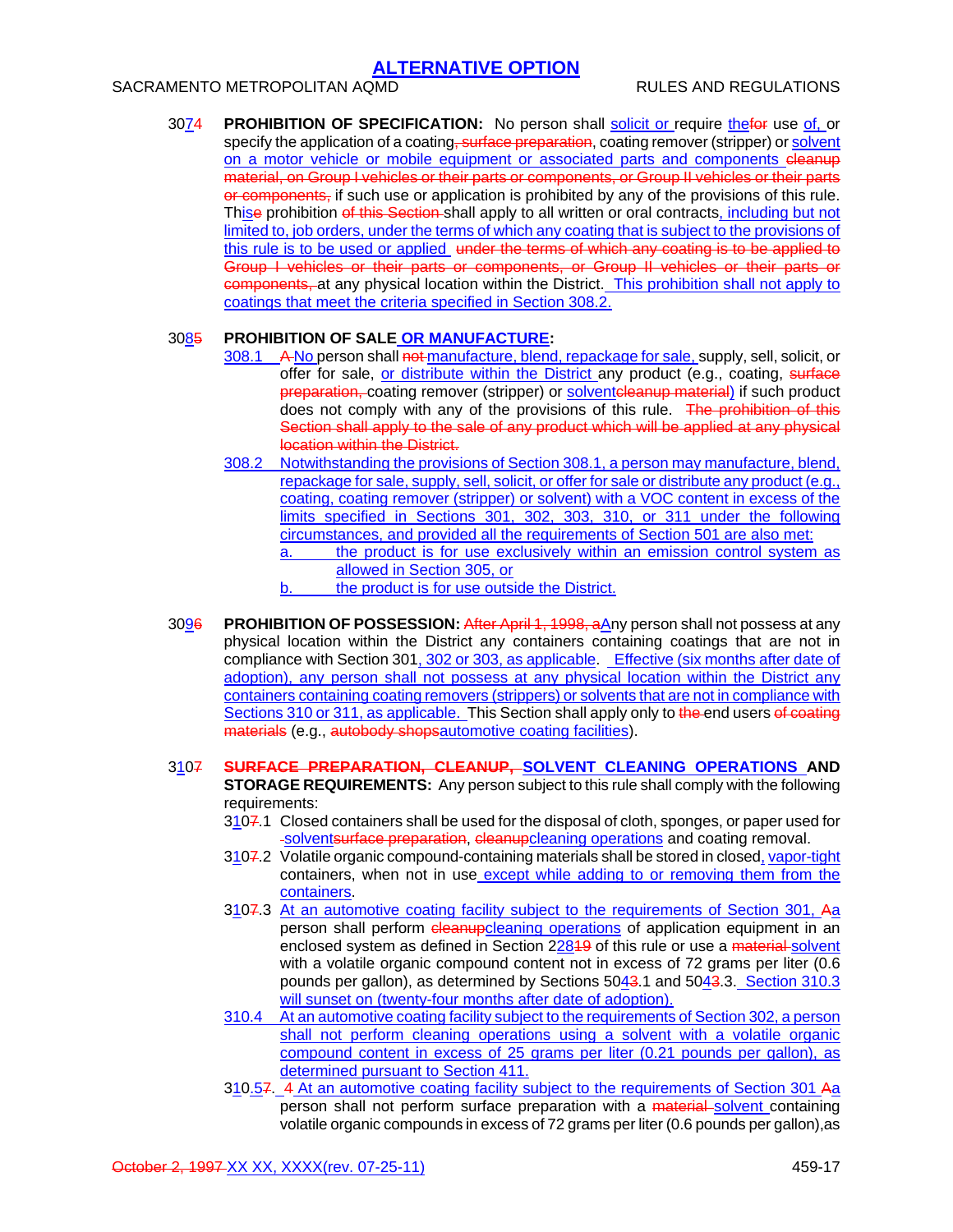# ALTERNATIVE OPTION

3074 **PROHIBITION OF SPECIFICATION:** No person shall solicit or require thefor use of, or specify the application of a coating, surface preparation, coating remover (stripper) or solvent on a motor vehicle or mobile equipment or associated parts and components cleanup material, on Group I vehicles or their parts or components, or Group II vehicles or their parts or components, if such use or application is prohibited by any of the provisions of this rule. Thise prohibition of this Section shall apply to all written or oral contracts, including but not limited to, job orders, under the terms of which any coating that is subject to the provisions of this rule is to be used or applied under the terms of which any coating is to be applied to Group I vehicles or their parts or components, or Group II vehicles or their parts or components, at any physical location within the District. This prohibition shall not apply to coatings that meet the criteria specified in Section 308.2.

3085 **PROHIBITION OF SALE OR MANUFACTURE:**

308.1 A No person shall not manufacture, blend, repackage for sale, supply, sell, solicit, or offer for sale, or distribute within the District any product (e.g., coating, surface preparation, coating remover (stripper) or solventcleanup material) if such product does not comply with any of the provisions of this rule. The prohibition of this Section shall apply to the sale of any product which will be applied at any physical location within the District.

308.2 Notwithstanding the provisions of Section 308.1, a person may manufacture, blend, repackage for sale, supply, sell, solicit, or offer for sale or distribute any product (e.g., coating, coating remover (stripper) or solvent) with a VOC content in excess of the limits specified in Sections 301, 302, 303, 310, or 311 under the following circumstances, and provided all the requirements of Section 501 are also met:

a. the product is for use exclusively within an emission control system as allowed in Section 305, or

b. the product is for use outside the District.

3096 **PROHIBITION OF POSSESSION:** After April 1, 1998, aAny person shall not possess at any physical location within the District any containers containing coatings that are not in compliance with Section 301, 302 or 303, as applicable. Effective (six months after date of adoption), any person shall not possess at any physical location within the District any containers containing coating removers (strippers) or solvents that are not in compliance with Sections 310 or 311, as applicable. This Section shall apply only to the end users of coating materials (e.g., autobody shopsautomotive coating facilities).

3107 **SURFACE PREPARATION, CLEANUP, SOLVENT CLEANING OPERATIONS AND STORAGE REQUIREMENTS:** Any person subject to this rule shall comply with the following requirements:

3107.1 Closed containers shall be used for the disposal of cloth, sponges, or paper used for solventsurface preparation, cleanupcleaning operations and coating removal.

3107.2 Volatile organic compound-containing materials shall be stored in closed, vapor-tight containers, when not in use except while adding to or removing them from the containers.

3107.3 At an automotive coating facility subject to the requirements of Section 301, Aa person shall perform cleanupcleaning operations of application equipment in an enclosed system as defined in Section 22819 of this rule or use a material solvent with a volatile organic compound content not in excess of 72 grams per liter (0.6 pounds per gallon), as determined by Sections 5043.1 and 5043.3. Section 310.3 will sunset on (twenty-four months after date of adoption).

310.4 At an automotive coating facility subject to the requirements of Section 302, a person shall not perform cleaning operations using a solvent with a volatile organic compound content in excess of 25 grams per liter (0.21 pounds per gallon), as determined pursuant to Section 411.

310.57. 4 At an automotive coating facility subject to the requirements of Section 301 Aa person shall not perform surface preparation with a material solvent containing volatile organic compounds in excess of 72 grams per liter (0.6 pounds per gallon),as

October 2, 1997 XX XX, XXXX(rev. 07-25-11)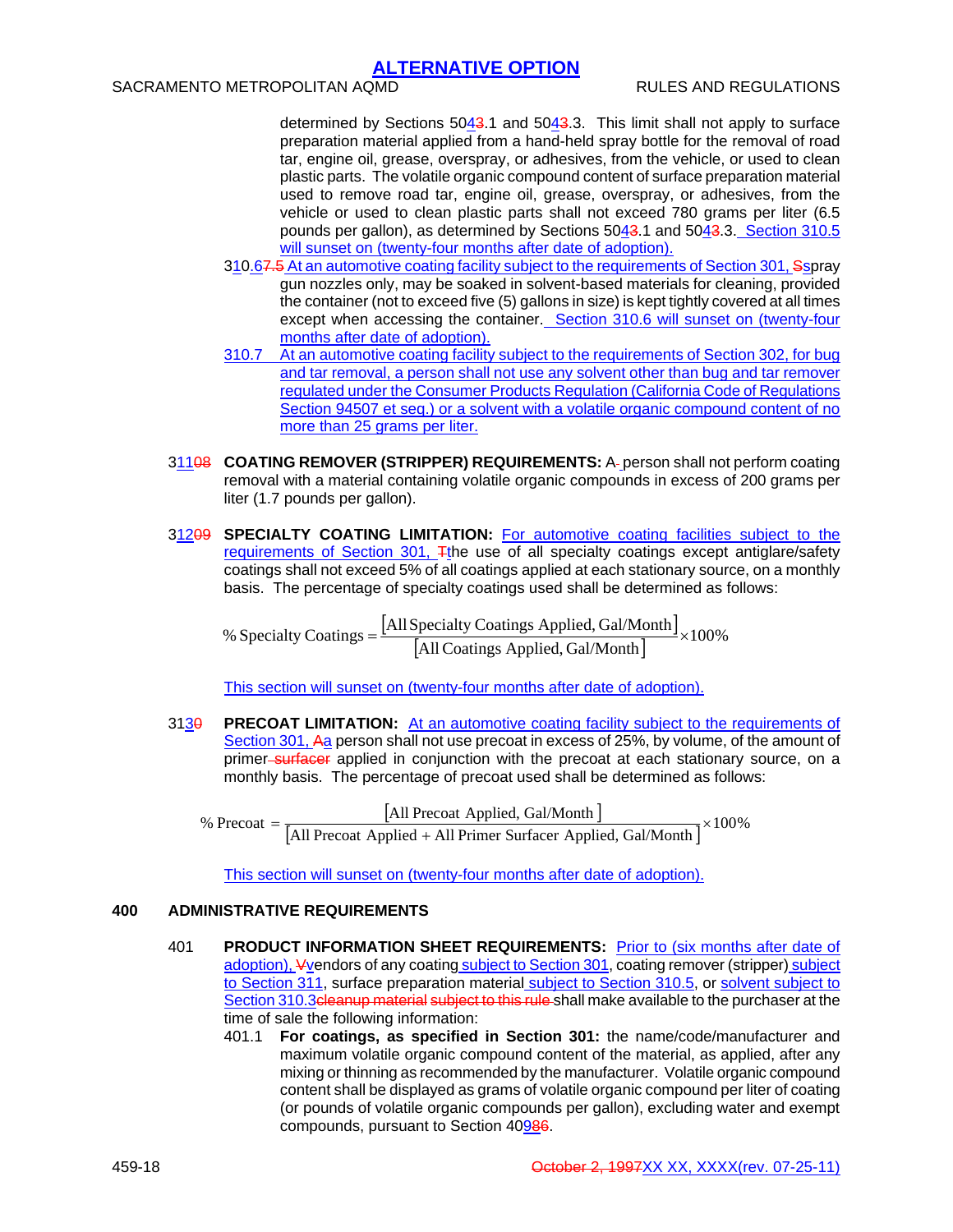determined by Sections 5043.1 and 5043.3. This limit shall not apply to surface preparation material applied from a hand-held spray bottle for the removal of road tar, engine oil, grease, overspray, or adhesives, from the vehicle, or used to clean plastic parts. The volatile organic compound content of surface preparation material used to remove road tar, engine oil, grease, overspray, or adhesives, from the vehicle or used to clean plastic parts shall not exceed 780 grams per liter (6.5 pounds per gallon), as determined by Sections 5043.1 and 5043.3. Section 310.5 will sunset on (twenty-four months after date of adoption).

310.67.5 At an automotive coating facility subject to the requirements of Section 301, Sspray gun nozzles only, may be soaked in solvent-based materials for cleaning, provided the container (not to exceed five (5) gallons in size) is kept tightly covered at all times except when accessing the container. Section 310.6 will sunset on (twenty-four months after date of adoption).

310.7 At an automotive coating facility subject to the requirements of Section 302, for bug and tar removal, a person shall not use any solvent other than bug and tar remover regulated under the Consumer Products Regulation (California Code of Regulations Section 94507 et seq.) or a solvent with a volatile organic compound content of no more than 25 grams per liter.

31108 **COATING REMOVER (STRIPPER) REQUIREMENTS:** A- person shall not perform coating removal with a material containing volatile organic compounds in excess of 200 grams per liter (1.7 pounds per gallon).

31209 **SPECIALTY COATING LIMITATION:** For automotive coating facilities subject to the requirements of Section 301, Tthe use of all specialty coatings except antiglare/safety coatings shall not exceed 5% of all coatings applied at each stationary source, on a monthly basis. The percentage of specialty coatings used shall be determined as follows:

$$\%\ \text{Specialty Coatings} = \frac{[\text{All Specialty Coatings Applied, Gal/Month}]}{[\text{All Coatings Applied, Gal/Month}]} \times 100\%$$

This section will sunset on (twenty-four months after date of adoption).

3130 **PRECOAT LIMITATION:** At an automotive coating facility subject to the requirements of Section 301, Aa person shall not use precoat in excess of 25%, by volume, of the amount of primer surfacer applied in conjunction with the precoat at each stationary source, on a monthly basis. The percentage of precoat used shall be determined as follows:

$$\%\ \text{Precoat} = \frac{[\text{All Precoat Applied, Gal/Month}]}{[\text{All Precoat Applied + All Primer Surfacer Applied, Gal/Month}]} \times 100\%$$

This section will sunset on (twenty-four months after date of adoption).

## 400 ADMINISTRATIVE REQUIREMENTS

401 **PRODUCT INFORMATION SHEET REQUIREMENTS:** Prior to (six months after date of adoption), Vvendors of any coating subject to Section 301, coating remover (stripper) subject to Section 311, surface preparation material subject to Section 310.5, or solvent subject to Section 310.3cleanup material subject to this rule shall make available to the purchaser at the time of sale the following information:

401.1 **For coatings, as specified in Section 301:** the name/code/manufacturer and maximum volatile organic compound content of the material, as applied, after any mixing or thinning as recommended by the manufacturer. Volatile organic compound content shall be displayed as grams of volatile organic compound per liter of coating (or pounds of volatile organic compounds per gallon), excluding water and exempt compounds, pursuant to Section 40986.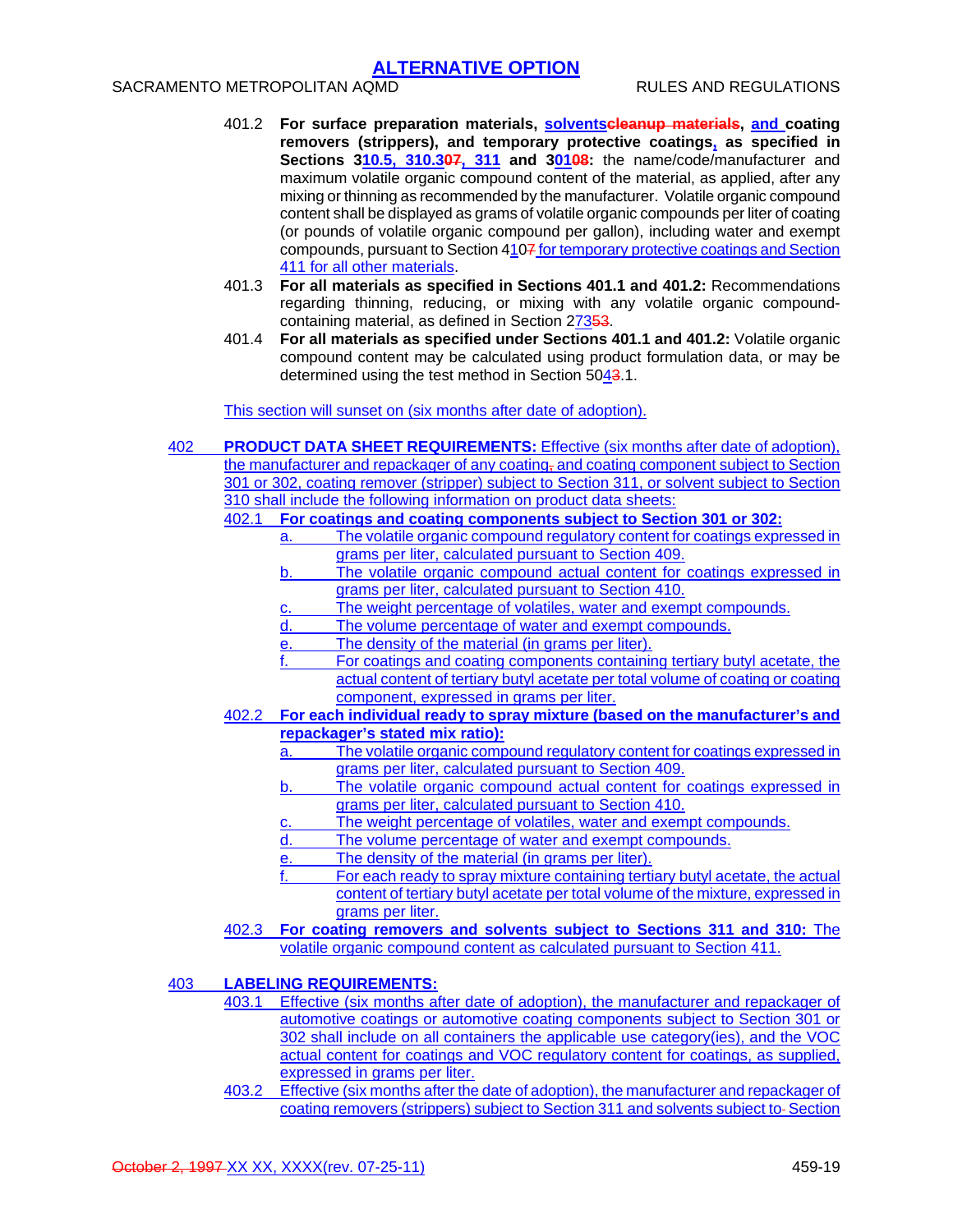401.2 **For surface preparation materials, solventscleanup materials, and coating removers (strippers), and temporary protective coatings, as specified in Sections 310.5, 310.307, 311 and 30108:** the name/code/manufacturer and maximum volatile organic compound content of the material, as applied, after any mixing or thinning as recommended by the manufacturer. Volatile organic compound content shall be displayed as grams of volatile organic compounds per liter of coating (or pounds of volatile organic compound per gallon), including water and exempt compounds, pursuant to Section 4107 for temporary protective coatings and Section 411 for all other materials.

401.3 **For all materials as specified in Sections 401.1 and 401.2:** Recommendations regarding thinning, reducing, or mixing with any volatile organic compound-containing material, as defined in Section 27353.

401.4 **For all materials as specified under Sections 401.1 and 401.2:** Volatile organic compound content may be calculated using product formulation data, or may be determined using the test method in Section 5043.1.

This section will sunset on (six months after date of adoption).

402 **PRODUCT DATA SHEET REQUIREMENTS:** Effective (six months after date of adoption), the manufacturer and repackager of any coating, and coating component subject to Section 301 or 302, coating remover (stripper) subject to Section 311, or solvent subject to Section 310 shall include the following information on product data sheets:

402.1 **For coatings and coating components subject to Section 301 or 302:**

- a. The volatile organic compound regulatory content for coatings expressed in grams per liter, calculated pursuant to Section 409.
- b. The volatile organic compound actual content for coatings expressed in grams per liter, calculated pursuant to Section 410.
- c. The weight percentage of volatiles, water and exempt compounds.
- d. The volume percentage of water and exempt compounds.
- e. The density of the material (in grams per liter).
- f. For coatings and coating components containing tertiary butyl acetate, the actual content of tertiary butyl acetate per total volume of coating or coating component, expressed in grams per liter.

402.2 **For each individual ready to spray mixture (based on the manufacturer's and repackager's stated mix ratio):**

- a. The volatile organic compound regulatory content for coatings expressed in grams per liter, calculated pursuant to Section 409.
- b. The volatile organic compound actual content for coatings expressed in grams per liter, calculated pursuant to Section 410.
- c. The weight percentage of volatiles, water and exempt compounds.
- d. The volume percentage of water and exempt compounds.
- e. The density of the material (in grams per liter).
- f. For each ready to spray mixture containing tertiary butyl acetate, the actual content of tertiary butyl acetate per total volume of the mixture, expressed in grams per liter.

402.3 **For coating removers and solvents subject to Sections 311 and 310:** The volatile organic compound content as calculated pursuant to Section 411.

403 **LABELING REQUIREMENTS:**

403.1 Effective (six months after date of adoption), the manufacturer and repackager of automotive coatings or automotive coating components subject to Section 301 or 302 shall include on all containers the applicable use category(ies), and the VOC actual content for coatings and VOC regulatory content for coatings, as supplied, expressed in grams per liter.

403.2 Effective (six months after the date of adoption), the manufacturer and repackager of coating removers (strippers) subject to Section 311 and solvents subject to Section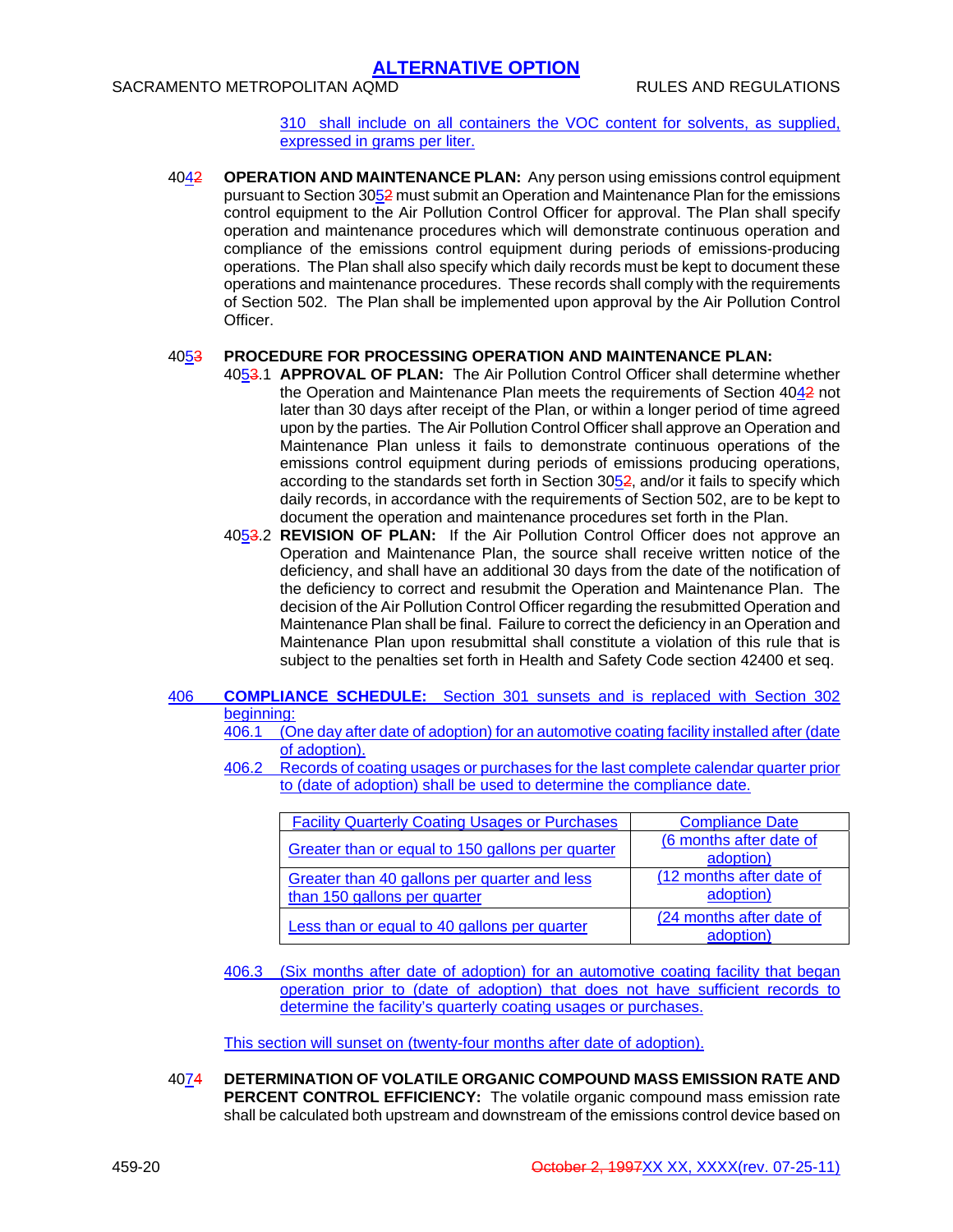ALTERNATIVE OPTION

310 shall include on all containers the VOC content for solvents, as supplied, expressed in grams per liter.

4042 **OPERATION AND MAINTENANCE PLAN:** Any person using emissions control equipment pursuant to Section 3052 must submit an Operation and Maintenance Plan for the emissions control equipment to the Air Pollution Control Officer for approval. The Plan shall specify operation and maintenance procedures which will demonstrate continuous operation and compliance of the emissions control equipment during periods of emissions-producing operations. The Plan shall also specify which daily records must be kept to document these operations and maintenance procedures. These records shall comply with the requirements of Section 502. The Plan shall be implemented upon approval by the Air Pollution Control Officer.

4053 **PROCEDURE FOR PROCESSING OPERATION AND MAINTENANCE PLAN:**

4053.1 **APPROVAL OF PLAN:** The Air Pollution Control Officer shall determine whether the Operation and Maintenance Plan meets the requirements of Section 4042 not later than 30 days after receipt of the Plan, or within a longer period of time agreed upon by the parties. The Air Pollution Control Officer shall approve an Operation and Maintenance Plan unless it fails to demonstrate continuous operations of the emissions control equipment during periods of emissions producing operations, according to the standards set forth in Section 3052, and/or it fails to specify which daily records, in accordance with the requirements of Section 502, are to be kept to document the operation and maintenance procedures set forth in the Plan.

4053.2 **REVISION OF PLAN:** If the Air Pollution Control Officer does not approve an Operation and Maintenance Plan, the source shall receive written notice of the deficiency, and shall have an additional 30 days from the date of the notification of the deficiency to correct and resubmit the Operation and Maintenance Plan. The decision of the Air Pollution Control Officer regarding the resubmitted Operation and Maintenance Plan shall be final. Failure to correct the deficiency in an Operation and Maintenance Plan upon resubmittal shall constitute a violation of this rule that is subject to the penalties set forth in Health and Safety Code section 42400 et seq.

406 **COMPLIANCE SCHEDULE:** Section 301 sunsets and is replaced with Section 302 beginning:

406.1 (One day after date of adoption) for an automotive coating facility installed after (date of adoption).

406.2 Records of coating usages or purchases for the last complete calendar quarter prior to (date of adoption) shall be used to determine the compliance date.

| Facility Quarterly Coating Usages or Purchases | Compliance Date |
|---|---|
| Greater than or equal to 150 gallons per quarter | (6 months after date of adoption) |
| Greater than 40 gallons per quarter and less than 150 gallons per quarter | (12 months after date of adoption) |
| Less than or equal to 40 gallons per quarter | (24 months after date of adoption) |

406.3 (Six months after date of adoption) for an automotive coating facility that began operation prior to (date of adoption) that does not have sufficient records to determine the facility's quarterly coating usages or purchases.

This section will sunset on (twenty-four months after date of adoption).

4074 **DETERMINATION OF VOLATILE ORGANIC COMPOUND MASS EMISSION RATE AND PERCENT CONTROL EFFICIENCY:** The volatile organic compound mass emission rate shall be calculated both upstream and downstream of the emissions control device based on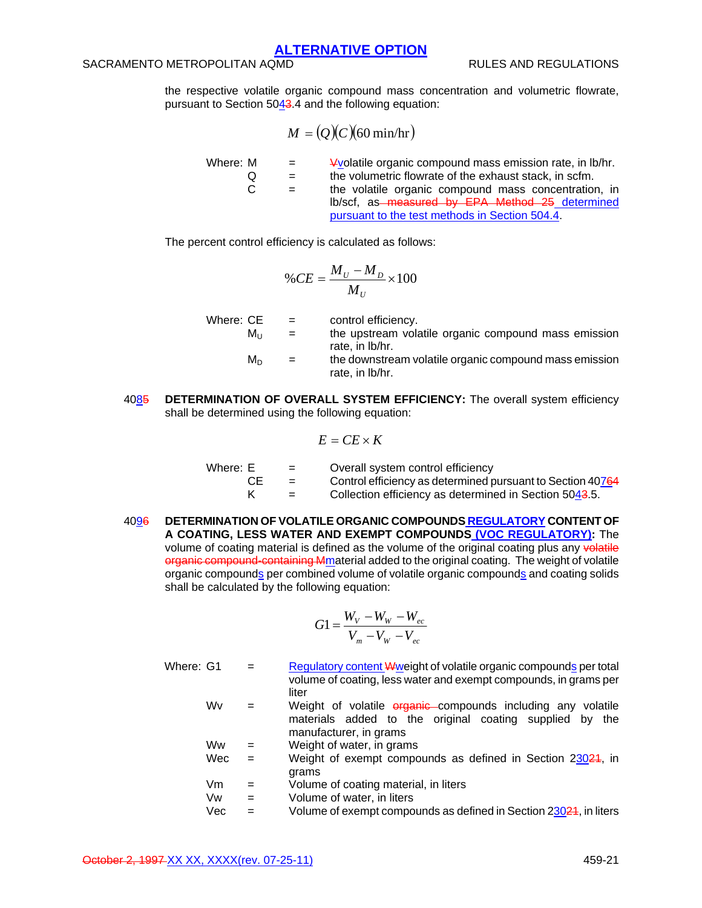the respective volatile organic compound mass concentration and volumetric flowrate, pursuant to Section 5043.4 and the following equation:

$$M = (Q)(C)(60 \text{ min/hr})$$

Where:
- M = Vvolatile organic compound mass emission rate, in lb/hr.
- Q = the volumetric flowrate of the exhaust stack, in scfm.
- C = the volatile organic compound mass concentration, in lb/scf, as measured by EPA Method 25 determined pursuant to the test methods in Section 504.4.

The percent control efficiency is calculated as follows:

$$\%CE = \frac{M_U - M_D}{M_U} \times 100$$

Where:
- CE = control efficiency.
- $M_U$ = the upstream volatile organic compound mass emission rate, in lb/hr.
- $M_D$ = the downstream volatile organic compound mass emission rate, in lb/hr.

4085 **DETERMINATION OF OVERALL SYSTEM EFFICIENCY:** The overall system efficiency shall be determined using the following equation:

$$E = CE \times K$$

Where:
- E = Overall system control efficiency
- CE = Control efficiency as determined pursuant to Section 40764
- K = Collection efficiency as determined in Section 5043.5.

4096 **DETERMINATION OF VOLATILE ORGANIC COMPOUNDS REGULATORY CONTENT OF A COATING, LESS WATER AND EXEMPT COMPOUNDS (VOC REGULATORY):** The volume of coating material is defined as the volume of the original coating plus any volatile organic compound-containing Mmaterial added to the original coating. The weight of volatile organic compounds per combined volume of volatile organic compounds and coating solids shall be calculated by the following equation:

$$G1 = \frac{W_V - W_W - W_{ec}}{V_m - V_W - V_{ec}}$$

Where:
- G1 = Regulatory content Wweight of volatile organic compounds per total volume of coating, less water and exempt compounds, in grams per liter
- Wv = Weight of volatile organic compounds including any volatile materials added to the original coating supplied by the manufacturer, in grams
- Ww = Weight of water, in grams
- Wec = Weight of exempt compounds as defined in Section 23021, in grams
- Vm = Volume of coating material, in liters
- Vw = Volume of water, in liters
- Vec = Volume of exempt compounds as defined in Section 23021, in liters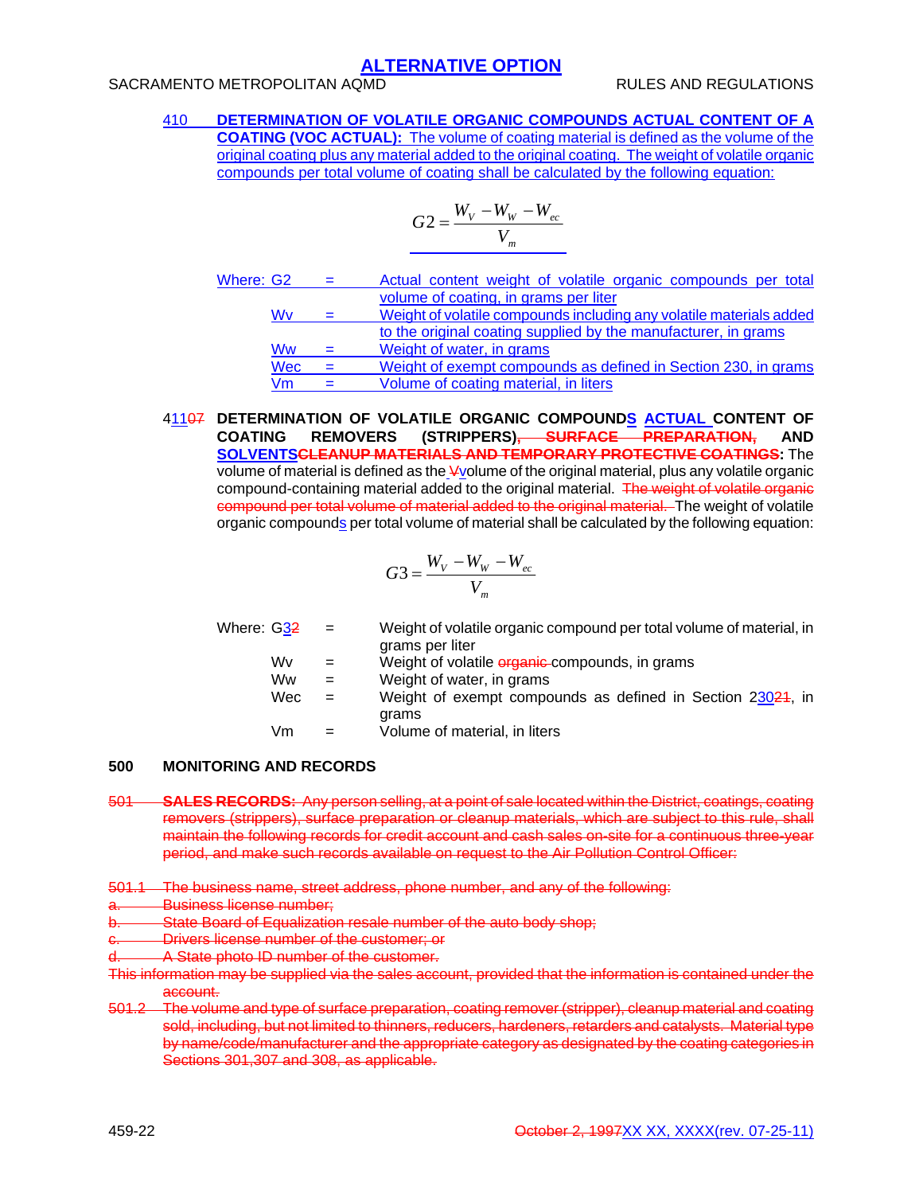# ALTERNATIVE OPTION

410 **DETERMINATION OF VOLATILE ORGANIC COMPOUNDS ACTUAL CONTENT OF A COATING (VOC ACTUAL):** The volume of coating material is defined as the volume of the original coating plus any material added to the original coating. The weight of volatile organic compounds per total volume of coating shall be calculated by the following equation:

$$G2 = \frac{W_V - W_W - W_{ec}}{V_m}$$

| | | |
|---|---|---|
| Where: G2 | = | Actual content weight of volatile organic compounds per total volume of coating, in grams per liter |
| Wv | = | Weight of volatile compounds including any volatile materials added to the original coating supplied by the manufacturer, in grams |
| Ww | = | Weight of water, in grams |
| Wec | = | Weight of exempt compounds as defined in Section 230, in grams |
| Vm | = | Volume of coating material, in liters |

41107 **DETERMINATION OF VOLATILE ORGANIC COMPOUNDS ACTUAL CONTENT OF COATING REMOVERS (STRIPPERS), SURFACE PREPARATION, AND SOLVENTSCLEANUP MATERIALS AND TEMPORARY PROTECTIVE COATINGS:** The volume of material is defined as the Vvolume of the original material, plus any volatile organic compound-containing material added to the original material. ~~The weight of volatile organic compound per total volume of material added to the original material.~~ The weight of volatile organic compounds per total volume of material shall be calculated by the following equation:

$$G3 = \frac{W_V - W_W - W_{ec}}{V_m}$$

| | | |
|---|---|---|
| Where: G32 | = | Weight of volatile organic compound per total volume of material, in grams per liter |
| Wv | = | Weight of volatile ~~organic~~ compounds, in grams |
| Ww | = | Weight of water, in grams |
| Wec | = | Weight of exempt compounds as defined in Section 23021, in grams |
| Vm | = | Volume of material, in liters |

## 500 MONITORING AND RECORDS

~~501 **SALES RECORDS:** Any person selling, at a point of sale located within the District, coatings, coating removers (strippers), surface preparation or cleanup materials, which are subject to this rule, shall maintain the following records for credit account and cash sales on-site for a continuous three-year period, and make such records available on request to the Air Pollution Control Officer:~~

~~501.1 The business name, street address, phone number, and any of the following:~~

~~a. Business license number;~~

~~b. State Board of Equalization resale number of the auto body shop;~~

~~c. Drivers license number of the customer; or~~

~~d. A State photo ID number of the customer.~~

~~This information may be supplied via the sales account, provided that the information is contained under the account.~~

~~501.2 The volume and type of surface preparation, coating remover (stripper), cleanup material and coating sold, including, but not limited to thinners, reducers, hardeners, retarders and catalysts. Material type by name/code/manufacturer and the appropriate category as designated by the coating categories in Sections 301,307 and 308, as applicable.~~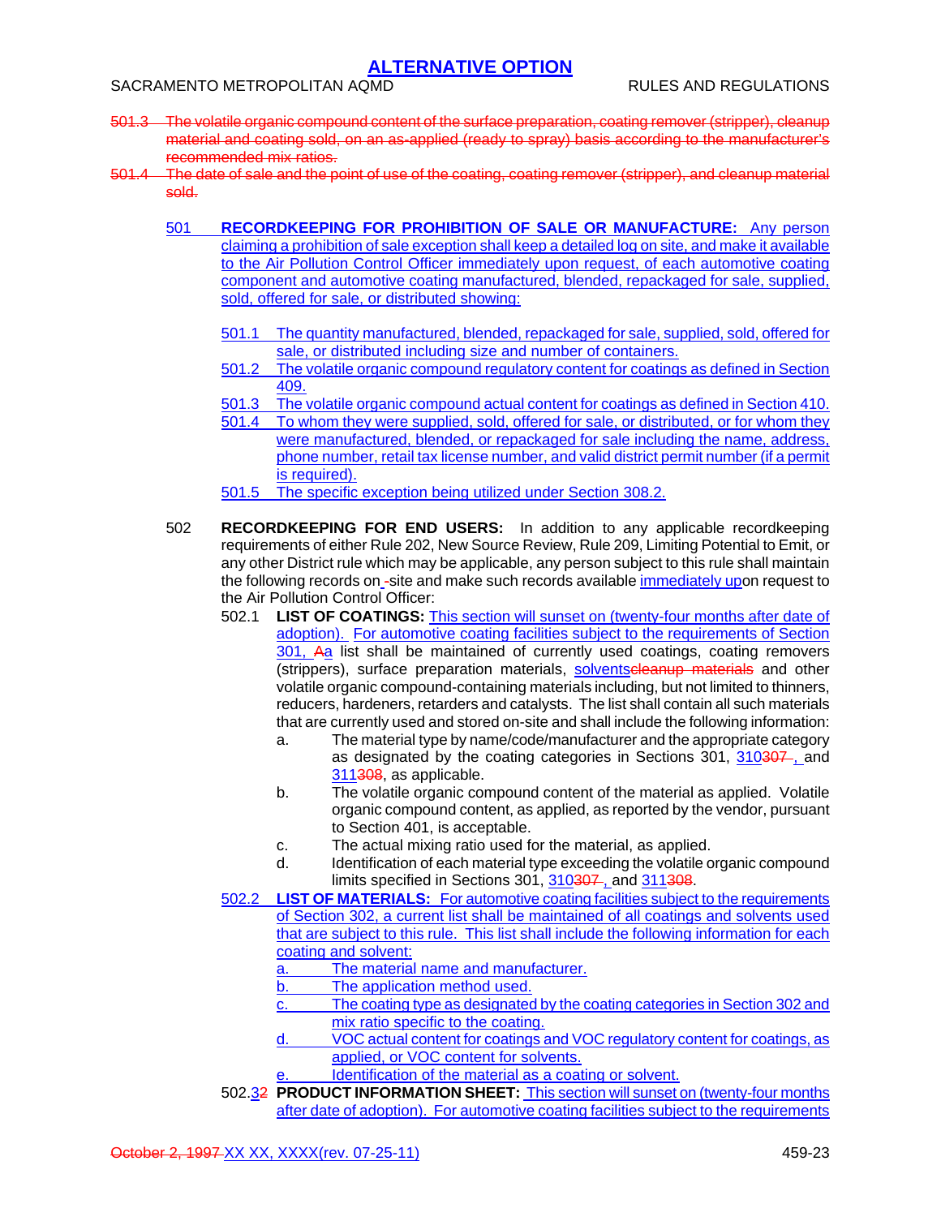# ALTERNATIVE OPTION

~~501.3 The volatile organic compound content of the surface preparation, coating remover (stripper), cleanup material and coating sold, on an as-applied (ready to spray) basis according to the manufacturer's recommended mix ratios.~~

~~501.4 The date of sale and the point of use of the coating, coating remover (stripper), and cleanup material sold.~~

501 **RECORDKEEPING FOR PROHIBITION OF SALE OR MANUFACTURE:** Any person claiming a prohibition of sale exception shall keep a detailed log on site, and make it available to the Air Pollution Control Officer immediately upon request, of each automotive coating component and automotive coating manufactured, blended, repackaged for sale, supplied, sold, offered for sale, or distributed showing:

501.1 The quantity manufactured, blended, repackaged for sale, supplied, sold, offered for sale, or distributed including size and number of containers.

501.2 The volatile organic compound regulatory content for coatings as defined in Section 409.

501.3 The volatile organic compound actual content for coatings as defined in Section 410.

501.4 To whom they were supplied, sold, offered for sale, or distributed, or for whom they were manufactured, blended, or repackaged for sale including the name, address, phone number, retail tax license number, and valid district permit number (if a permit is required).

501.5 The specific exception being utilized under Section 308.2.

502 **RECORDKEEPING FOR END USERS:** In addition to any applicable recordkeeping requirements of either Rule 202, New Source Review, Rule 209, Limiting Potential to Emit, or any other District rule which may be applicable, any person subject to this rule shall maintain the following records on ~~-~~site and make such records available immediately upon request to the Air Pollution Control Officer:

502.1 **LIST OF COATINGS:** This section will sunset on (twenty-four months after date of adoption). For automotive coating facilities subject to the requirements of Section 301, ~~A~~a list shall be maintained of currently used coatings, coating removers (strippers), surface preparation materials, solvents~~cleanup materials~~ and other volatile organic compound-containing materials including, but not limited to thinners, reducers, hardeners, retarders and catalysts. The list shall contain all such materials that are currently used and stored on-site and shall include the following information:

a. The material type by name/code/manufacturer and the appropriate category as designated by the coating categories in Sections 301, 310~~307~~, and 311~~308~~, as applicable.

b. The volatile organic compound content of the material as applied. Volatile organic compound content, as applied, as reported by the vendor, pursuant to Section 401, is acceptable.

c. The actual mixing ratio used for the material, as applied.

d. Identification of each material type exceeding the volatile organic compound limits specified in Sections 301, 310~~307~~, and 311~~308~~.

502.2 **LIST OF MATERIALS:** For automotive coating facilities subject to the requirements of Section 302, a current list shall be maintained of all coatings and solvents used that are subject to this rule. This list shall include the following information for each coating and solvent:

a. The material name and manufacturer.

b. The application method used.

c. The coating type as designated by the coating categories in Section 302 and mix ratio specific to the coating.

d. VOC actual content for coatings and VOC regulatory content for coatings, as applied, or VOC content for solvents.

e. Identification of the material as a coating or solvent.

502.3~~2~~ **PRODUCT INFORMATION SHEET:** This section will sunset on (twenty-four months after date of adoption). For automotive coating facilities subject to the requirements

~~October 2, 1997~~ XX XX, XXXX(rev. 07-25-11)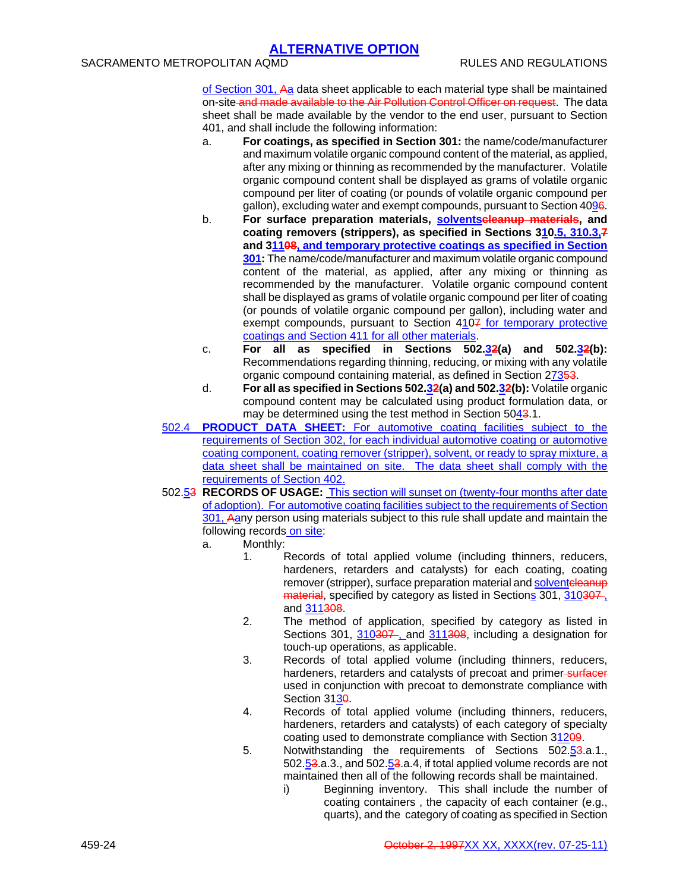of Section 301, Aa data sheet applicable to each material type shall be maintained on-site and made available to the Air Pollution Control Officer on request. The data sheet shall be made available by the vendor to the end user, pursuant to Section 401, and shall include the following information:

a. **For coatings, as specified in Section 301:** the name/code/manufacturer and maximum volatile organic compound content of the material, as applied, after any mixing or thinning as recommended by the manufacturer. Volatile organic compound content shall be displayed as grams of volatile organic compound per liter of coating (or pounds of volatile organic compound per gallon), excluding water and exempt compounds, pursuant to Section 4096.

b. **For surface preparation materials, solventscleanup materials, and coating removers (strippers), as specified in Sections 310.5, 310.3,7 and 31108, and temporary protective coatings as specified in Section 301:** The name/code/manufacturer and maximum volatile organic compound content of the material, as applied, after any mixing or thinning as recommended by the manufacturer. Volatile organic compound content shall be displayed as grams of volatile organic compound per liter of coating (or pounds of volatile organic compound per gallon), including water and exempt compounds, pursuant to Section 4107 for temporary protective coatings and Section 411 for all other materials.

c. **For all as specified in Sections 502.32(a) and 502.32(b):** Recommendations regarding thinning, reducing, or mixing with any volatile organic compound containing material, as defined in Section 27353.

d. **For all as specified in Sections 502.32(a) and 502.32(b):** Volatile organic compound content may be calculated using product formulation data, or may be determined using the test method in Section 5043.1.

502.4 **PRODUCT DATA SHEET:** For automotive coating facilities subject to the requirements of Section 302, for each individual automotive coating or automotive coating component, coating remover (stripper), solvent, or ready to spray mixture, a data sheet shall be maintained on site. The data sheet shall comply with the requirements of Section 402.

502.53 **RECORDS OF USAGE:** This section will sunset on (twenty-four months after date of adoption). For automotive coating facilities subject to the requirements of Section 301, Aany person using materials subject to this rule shall update and maintain the following records on site:

a. Monthly:

1. Records of total applied volume (including thinners, reducers, hardeners, retarders and catalysts) for each coating, coating remover (stripper), surface preparation material and solventcleanup material, specified by category as listed in Sections 301, 310307 , and 311308.

2. The method of application, specified by category as listed in Sections 301, 310307 , and 311308, including a designation for touch-up operations, as applicable.

3. Records of total applied volume (including thinners, reducers, hardeners, retarders and catalysts of precoat and primer surfacer used in conjunction with precoat to demonstrate compliance with Section 3130.

4. Records of total applied volume (including thinners, reducers, hardeners, retarders and catalysts) of each category of specialty coating used to demonstrate compliance with Section 31209.

5. Notwithstanding the requirements of Sections 502.53.a.1., 502.53.a.3., and 502.53.a.4, if total applied volume records are not maintained then all of the following records shall be maintained.

   i) Beginning inventory. This shall include the number of coating containers , the capacity of each container (e.g., quarts), and the category of coating as specified in Section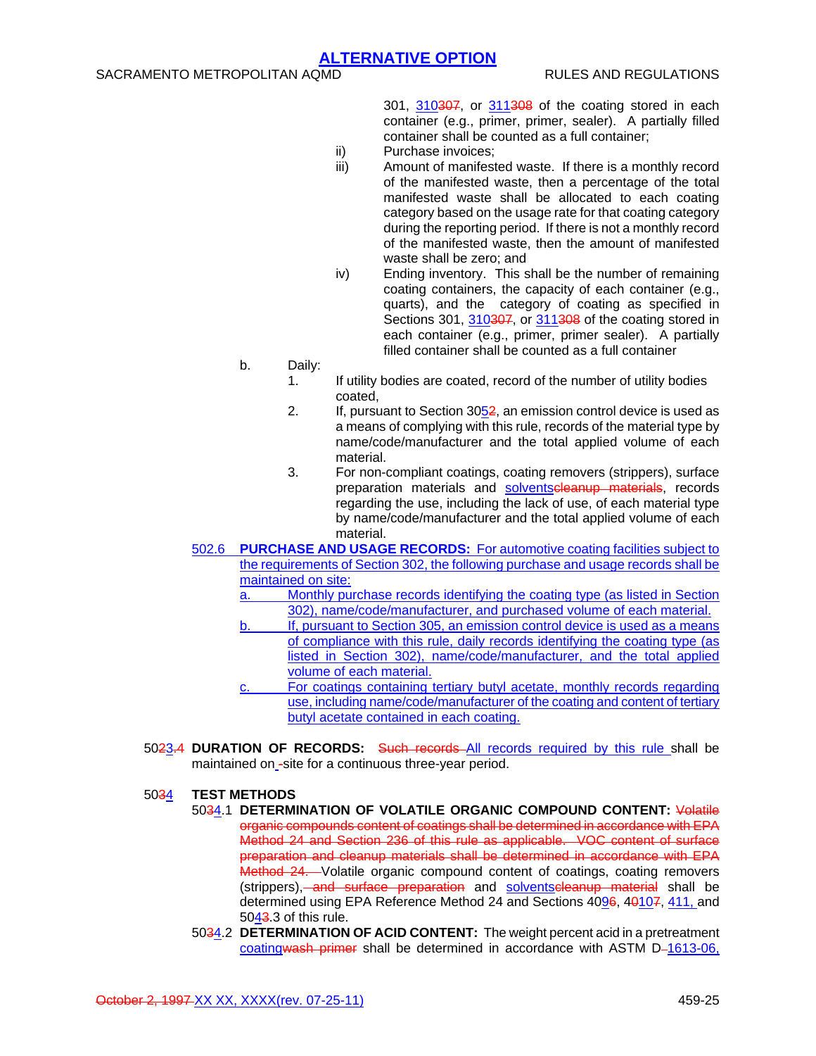301, 310307, or 311308 of the coating stored in each container (e.g., primer, primer, sealer). A partially filled container shall be counted as a full container;

ii) Purchase invoices;

iii) Amount of manifested waste. If there is a monthly record of the manifested waste, then a percentage of the total manifested waste shall be allocated to each coating category based on the usage rate for that coating category during the reporting period. If there is not a monthly record of the manifested waste, then the amount of manifested waste shall be zero; and

iv) Ending inventory. This shall be the number of remaining coating containers, the capacity of each container (e.g., quarts), and the category of coating as specified in Sections 301, 310307, or 311308 of the coating stored in each container (e.g., primer, primer sealer). A partially filled container shall be counted as a full container

b. Daily:

1. If utility bodies are coated, record of the number of utility bodies coated,
2. If, pursuant to Section 3052, an emission control device is used as a means of complying with this rule, records of the material type by name/code/manufacturer and the total applied volume of each material.
3. For non-compliant coatings, coating removers (strippers), surface preparation materials and solventscleanup materials, records regarding the use, including the lack of use, of each material type by name/code/manufacturer and the total applied volume of each material.

502.6 **PURCHASE AND USAGE RECORDS:** For automotive coating facilities subject to the requirements of Section 302, the following purchase and usage records shall be maintained on site:

a. Monthly purchase records identifying the coating type (as listed in Section 302), name/code/manufacturer, and purchased volume of each material.

b. If, pursuant to Section 305, an emission control device is used as a means of compliance with this rule, daily records identifying the coating type (as listed in Section 302), name/code/manufacturer, and the total applied volume of each material.

c. For coatings containing tertiary butyl acetate, monthly records regarding use, including name/code/manufacturer of the coating and content of tertiary butyl acetate contained in each coating.

5023.4 **DURATION OF RECORDS:** Such records All records required by this rule shall be maintained on -site for a continuous three-year period.

## 5034 TEST METHODS

5034.1 **DETERMINATION OF VOLATILE ORGANIC COMPOUND CONTENT:** Volatile organic compounds content of coatings shall be determined in accordance with EPA Method 24 and Section 236 of this rule as applicable. VOC content of surface preparation and cleanup materials shall be determined in accordance with EPA Method 24. Volatile organic compound content of coatings, coating removers (strippers), and surface preparation and solventscleanup material shall be determined using EPA Reference Method 24 and Sections 4096, 40107, 411, and 5043.3 of this rule.

5034.2 **DETERMINATION OF ACID CONTENT:** The weight percent acid in a pretreatment coatingwash primer shall be determined in accordance with ASTM D-1613-06,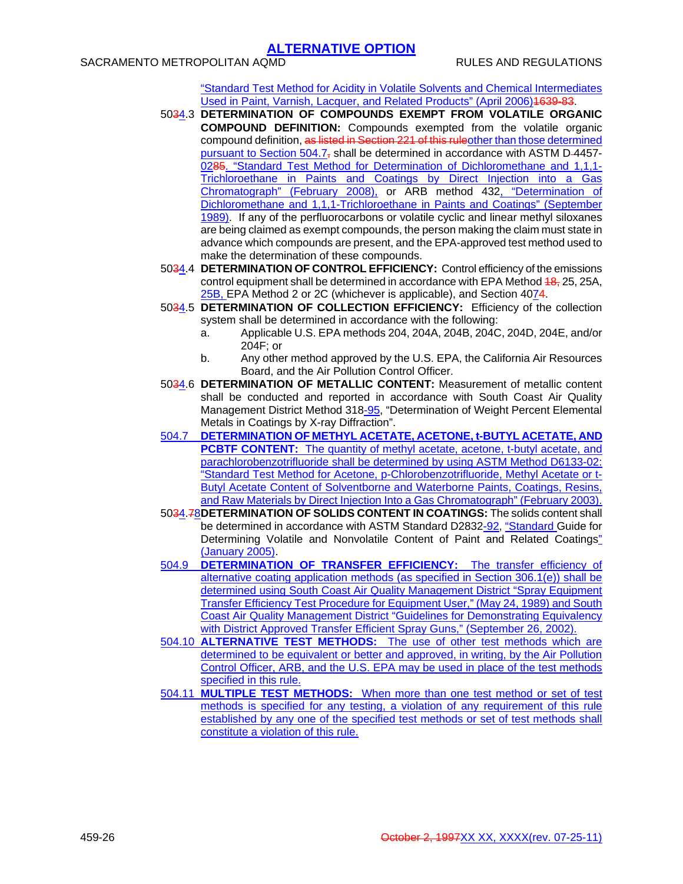"Standard Test Method for Acidity in Volatile Solvents and Chemical Intermediates Used in Paint, Varnish, Lacquer, and Related Products" (April 2006)1639-83.

5034.3 **DETERMINATION OF COMPOUNDS EXEMPT FROM VOLATILE ORGANIC COMPOUND DEFINITION:** Compounds exempted from the volatile organic compound definition, as listed in Section 221 of this ruleother than those determined pursuant to Section 504.7, shall be determined in accordance with ASTM D-4457-0285. "Standard Test Method for Determination of Dichloromethane and 1,1,1-Trichloroethane in Paints and Coatings by Direct Injection into a Gas Chromatograph" (February 2008), or ARB method 432, "Determination of Dichloromethane and 1,1,1-Trichloroethane in Paints and Coatings" (September 1989). If any of the perfluorocarbons or volatile cyclic and linear methyl siloxanes are being claimed as exempt compounds, the person making the claim must state in advance which compounds are present, and the EPA-approved test method used to make the determination of these compounds.

5034.4 **DETERMINATION OF CONTROL EFFICIENCY:** Control efficiency of the emissions control equipment shall be determined in accordance with EPA Method 18, 25, 25A, 25B, EPA Method 2 or 2C (whichever is applicable), and Section 4074.

5034.5 **DETERMINATION OF COLLECTION EFFICIENCY:** Efficiency of the collection system shall be determined in accordance with the following:

a. Applicable U.S. EPA methods 204, 204A, 204B, 204C, 204D, 204E, and/or 204F; or

b. Any other method approved by the U.S. EPA, the California Air Resources Board, and the Air Pollution Control Officer.

5034.6 **DETERMINATION OF METALLIC CONTENT:** Measurement of metallic content shall be conducted and reported in accordance with South Coast Air Quality Management District Method 318-95, "Determination of Weight Percent Elemental Metals in Coatings by X-ray Diffraction".

504.7 **DETERMINATION OF METHYL ACETATE, ACETONE, t-BUTYL ACETATE, AND PCBTF CONTENT:** The quantity of methyl acetate, acetone, t-butyl acetate, and parachlorobenzotrifluoride shall be determined by using ASTM Method D6133-02: "Standard Test Method for Acetone, p-Chlorobenzotrifluoride, Methyl Acetate or t-Butyl Acetate Content of Solventborne and Waterborne Paints, Coatings, Resins, and Raw Materials by Direct Injection Into a Gas Chromatograph" (February 2003).

5034.78 **DETERMINATION OF SOLIDS CONTENT IN COATINGS:** The solids content shall be determined in accordance with ASTM Standard D2832-92, "Standard Guide for Determining Volatile and Nonvolatile Content of Paint and Related Coatings" (January 2005).

504.9 **DETERMINATION OF TRANSFER EFFICIENCY:** The transfer efficiency of alternative coating application methods (as specified in Section 306.1(e)) shall be determined using South Coast Air Quality Management District "Spray Equipment Transfer Efficiency Test Procedure for Equipment User," (May 24, 1989) and South Coast Air Quality Management District "Guidelines for Demonstrating Equivalency with District Approved Transfer Efficient Spray Guns," (September 26, 2002).

504.10 **ALTERNATIVE TEST METHODS:** The use of other test methods which are determined to be equivalent or better and approved, in writing, by the Air Pollution Control Officer, ARB, and the U.S. EPA may be used in place of the test methods specified in this rule.

504.11 **MULTIPLE TEST METHODS:** When more than one test method or set of test methods is specified for any testing, a violation of any requirement of this rule established by any one of the specified test methods or set of test methods shall constitute a violation of this rule.